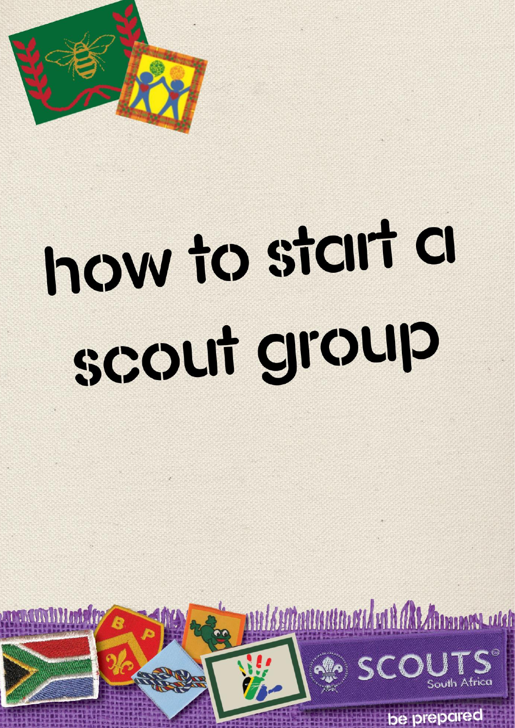# how to start a scout group

SCOUTS South Africa

be prepared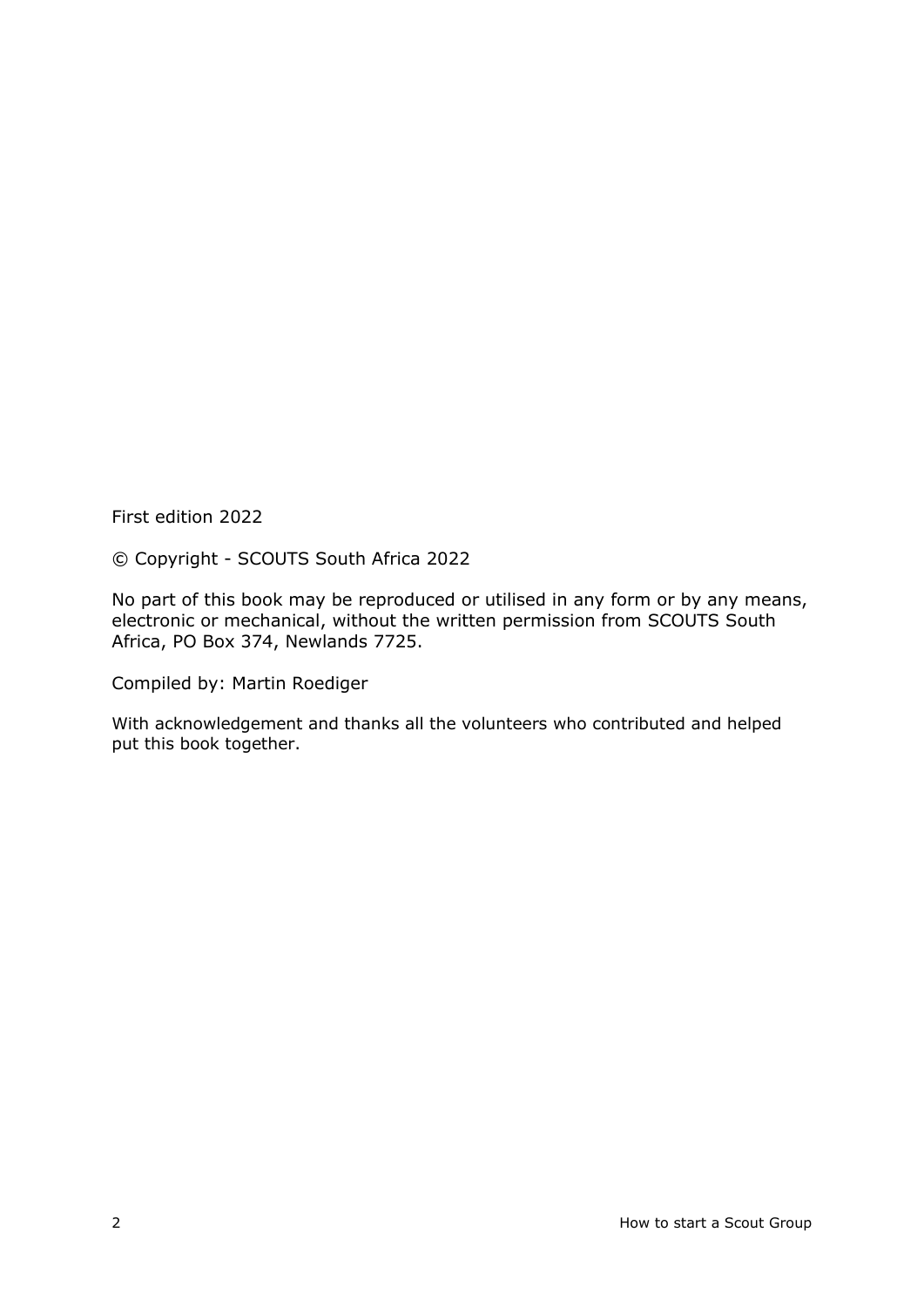First edition 2022

© Copyright - SCOUTS South Africa 2022

No part of this book may be reproduced or utilised in any form or by any means, electronic or mechanical, without the written permission from SCOUTS South Africa, PO Box 374, Newlands 7725.

Compiled by: Martin Roediger

With acknowledgement and thanks all the volunteers who contributed and helped put this book together.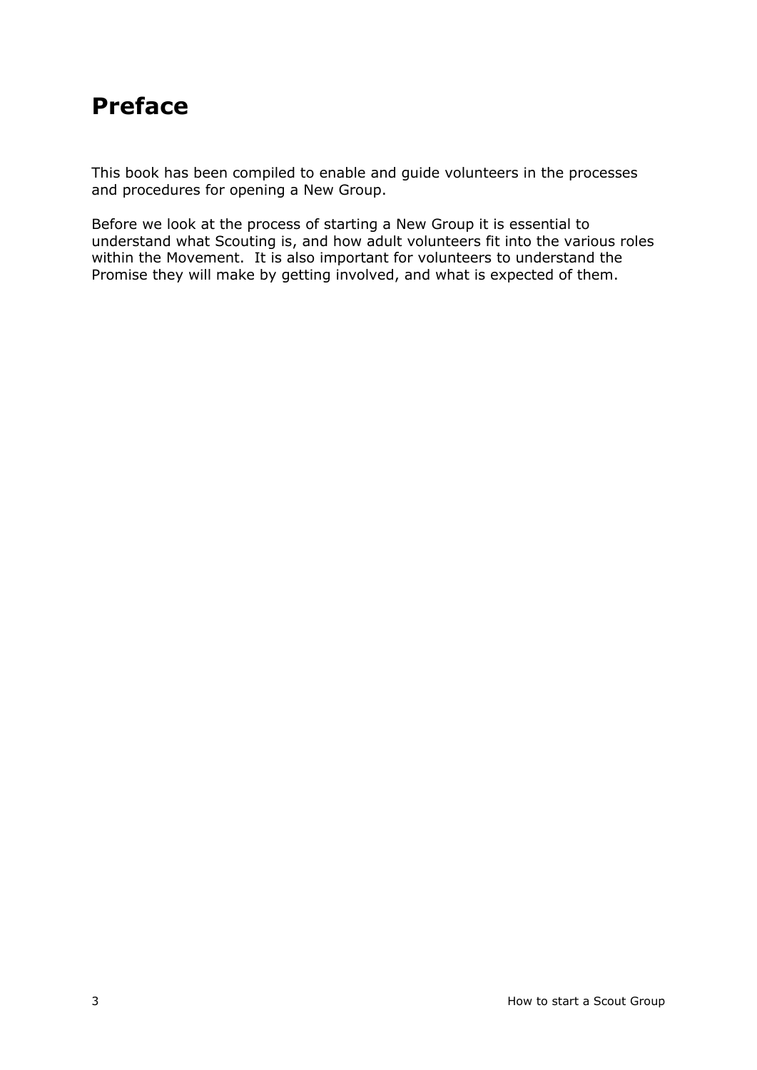# Preface

This book has been compiled to enable and guide volunteers in the processes and procedures for opening a New Group.

Before we look at the process of starting a New Group it is essential to understand what Scouting is, and how adult volunteers fit into the various roles within the Movement. It is also important for volunteers to understand the Promise they will make by getting involved, and what is expected of them.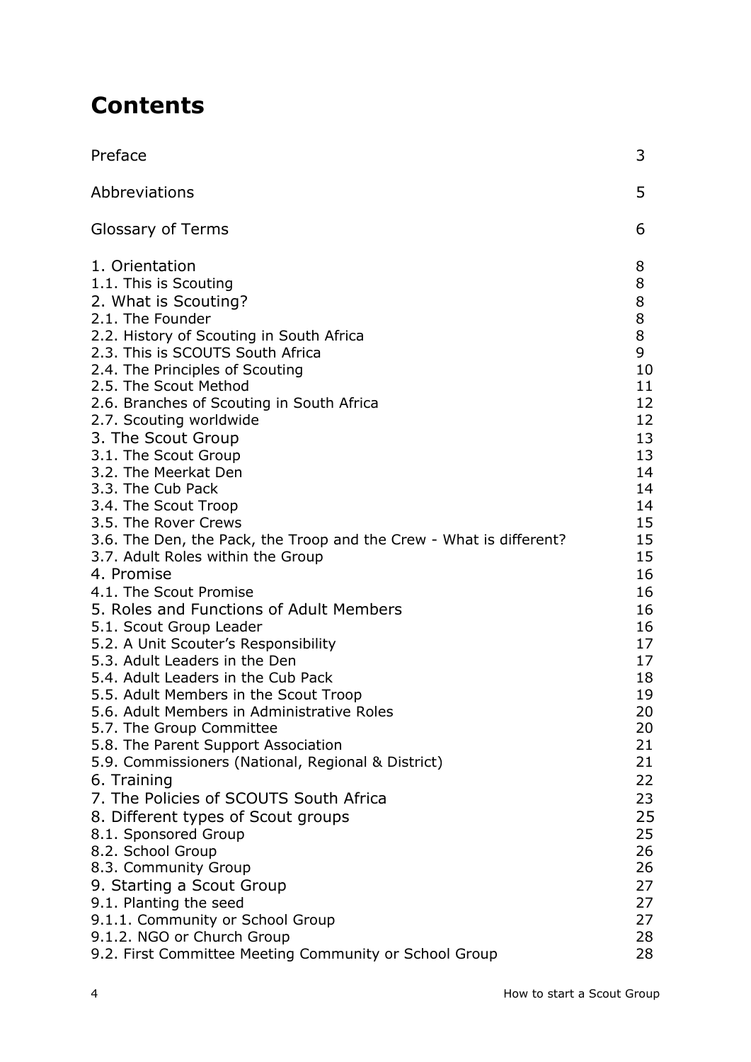# Contents

| | |
|---|---|
| Preface | 3 |
| Abbreviations | 5 |
| Glossary of Terms | 6 |
| 1. Orientation | 8 |
| 1.1. This is Scouting | 8 |
| 2. What is Scouting? | 8 |
| 2.1. The Founder | 8 |
| 2.2. History of Scouting in South Africa | 8 |
| 2.3. This is SCOUTS South Africa | 9 |
| 2.4. The Principles of Scouting | 10 |
| 2.5. The Scout Method | 11 |
| 2.6. Branches of Scouting in South Africa | 12 |
| 2.7. Scouting worldwide | 12 |
| 3. The Scout Group | 13 |
| 3.1. The Scout Group | 13 |
| 3.2. The Meerkat Den | 14 |
| 3.3. The Cub Pack | 14 |
| 3.4. The Scout Troop | 14 |
| 3.5. The Rover Crews | 15 |
| 3.6. The Den, the Pack, the Troop and the Crew - What is different? | 15 |
| 3.7. Adult Roles within the Group | 15 |
| 4. Promise | 16 |
| 4.1. The Scout Promise | 16 |
| 5. Roles and Functions of Adult Members | 16 |
| 5.1. Scout Group Leader | 16 |
| 5.2. A Unit Scouter's Responsibility | 17 |
| 5.3. Adult Leaders in the Den | 17 |
| 5.4. Adult Leaders in the Cub Pack | 18 |
| 5.5. Adult Members in the Scout Troop | 19 |
| 5.6. Adult Members in Administrative Roles | 20 |
| 5.7. The Group Committee | 20 |
| 5.8. The Parent Support Association | 21 |
| 5.9. Commissioners (National, Regional & District) | 21 |
| 6. Training | 22 |
| 7. The Policies of SCOUTS South Africa | 23 |
| 8. Different types of Scout groups | 25 |
| 8.1. Sponsored Group | 25 |
| 8.2. School Group | 26 |
| 8.3. Community Group | 26 |
| 9. Starting a Scout Group | 27 |
| 9.1. Planting the seed | 27 |
| 9.1.1. Community or School Group | 27 |
| 9.1.2. NGO or Church Group | 28 |
| 9.2. First Committee Meeting Community or School Group | 28 |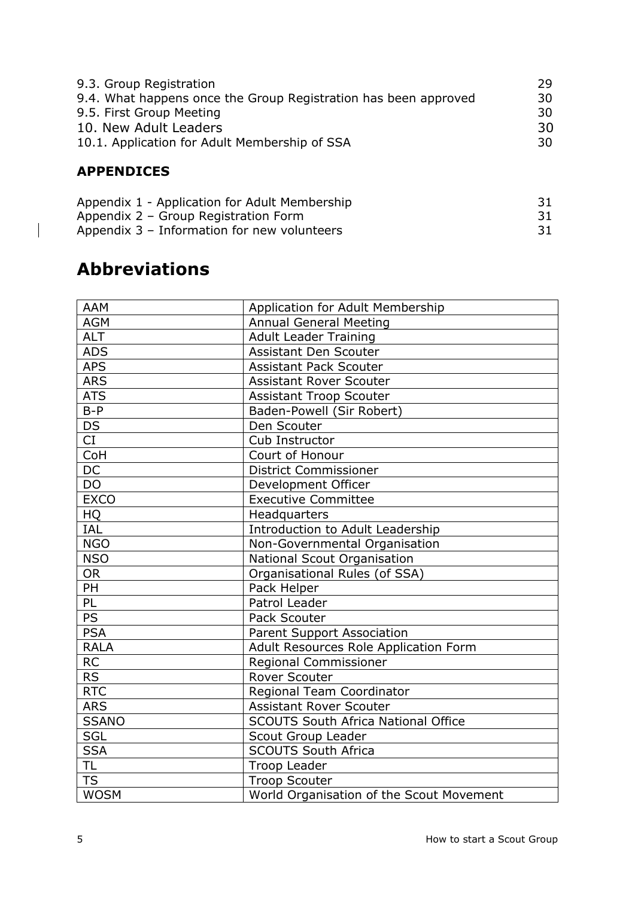9.3. Group Registration 29
9.4. What happens once the Group Registration has been approved 30
9.5. First Group Meeting 30
10. New Adult Leaders 30
10.1. Application for Adult Membership of SSA 30

**APPENDICES**

Appendix 1 - Application for Adult Membership 31
Appendix 2 – Group Registration Form 31
Appendix 3 – Information for new volunteers 31

# Abbreviations

| | |
|---|---|
| AAM | Application for Adult Membership |
| AGM | Annual General Meeting |
| ALT | Adult Leader Training |
| ADS | Assistant Den Scouter |
| APS | Assistant Pack Scouter |
| ARS | Assistant Rover Scouter |
| ATS | Assistant Troop Scouter |
| B-P | Baden-Powell (Sir Robert) |
| DS | Den Scouter |
| CI | Cub Instructor |
| CoH | Court of Honour |
| DC | District Commissioner |
| DO | Development Officer |
| EXCO | Executive Committee |
| HQ | Headquarters |
| IAL | Introduction to Adult Leadership |
| NGO | Non-Governmental Organisation |
| NSO | National Scout Organisation |
| OR | Organisational Rules (of SSA) |
| PH | Pack Helper |
| PL | Patrol Leader |
| PS | Pack Scouter |
| PSA | Parent Support Association |
| RALA | Adult Resources Role Application Form |
| RC | Regional Commissioner |
| RS | Rover Scouter |
| RTC | Regional Team Coordinator |
| ARS | Assistant Rover Scouter |
| SSANO | SCOUTS South Africa National Office |
| SGL | Scout Group Leader |
| SSA | SCOUTS South Africa |
| TL | Troop Leader |
| TS | Troop Scouter |
| WOSM | World Organisation of the Scout Movement |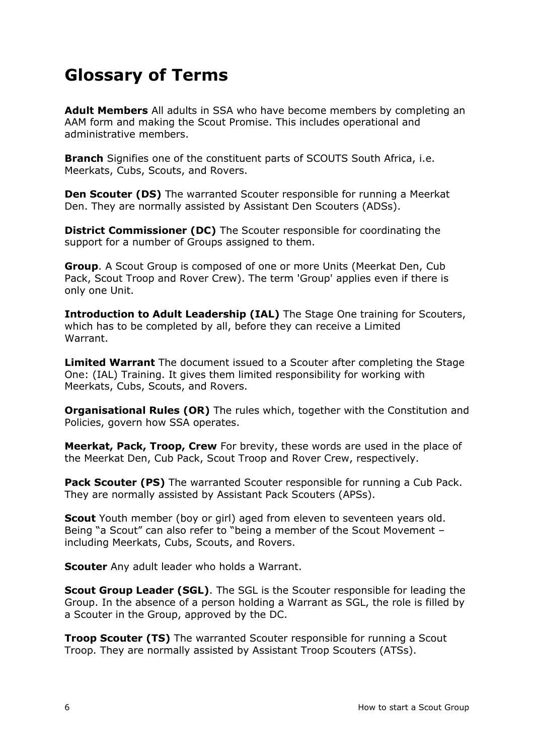# Glossary of Terms

**Adult Members** All adults in SSA who have become members by completing an AAM form and making the Scout Promise. This includes operational and administrative members.

**Branch** Signifies one of the constituent parts of SCOUTS South Africa, i.e. Meerkats, Cubs, Scouts, and Rovers.

**Den Scouter (DS)** The warranted Scouter responsible for running a Meerkat Den. They are normally assisted by Assistant Den Scouters (ADSs).

**District Commissioner (DC)** The Scouter responsible for coordinating the support for a number of Groups assigned to them.

**Group**. A Scout Group is composed of one or more Units (Meerkat Den, Cub Pack, Scout Troop and Rover Crew). The term 'Group' applies even if there is only one Unit.

**Introduction to Adult Leadership (IAL)** The Stage One training for Scouters, which has to be completed by all, before they can receive a Limited Warrant.

**Limited Warrant** The document issued to a Scouter after completing the Stage One: (IAL) Training. It gives them limited responsibility for working with Meerkats, Cubs, Scouts, and Rovers.

**Organisational Rules (OR)** The rules which, together with the Constitution and Policies, govern how SSA operates.

**Meerkat, Pack, Troop, Crew** For brevity, these words are used in the place of the Meerkat Den, Cub Pack, Scout Troop and Rover Crew, respectively.

**Pack Scouter (PS)** The warranted Scouter responsible for running a Cub Pack. They are normally assisted by Assistant Pack Scouters (APSs).

**Scout** Youth member (boy or girl) aged from eleven to seventeen years old. Being "a Scout" can also refer to "being a member of the Scout Movement – including Meerkats, Cubs, Scouts, and Rovers.

**Scouter** Any adult leader who holds a Warrant.

**Scout Group Leader (SGL)**. The SGL is the Scouter responsible for leading the Group. In the absence of a person holding a Warrant as SGL, the role is filled by a Scouter in the Group, approved by the DC.

**Troop Scouter (TS)** The warranted Scouter responsible for running a Scout Troop. They are normally assisted by Assistant Troop Scouters (ATSs).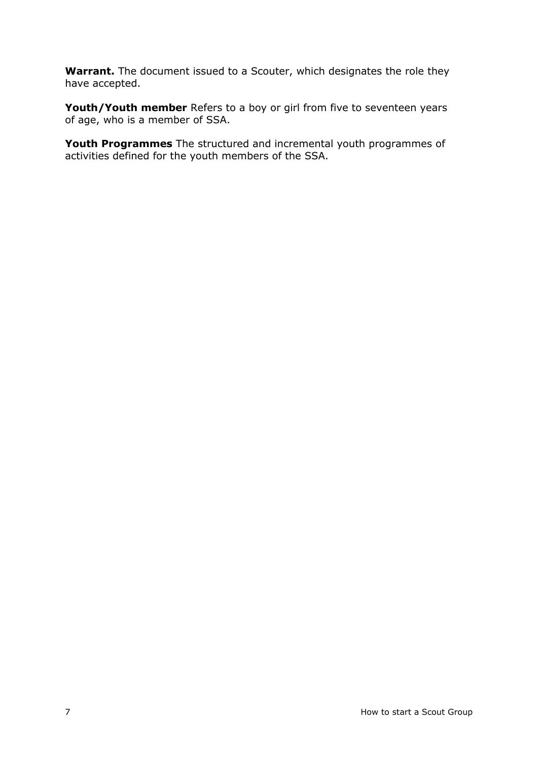**Warrant.** The document issued to a Scouter, which designates the role they have accepted.

**Youth/Youth member** Refers to a boy or girl from five to seventeen years of age, who is a member of SSA.

**Youth Programmes** The structured and incremental youth programmes of activities defined for the youth members of the SSA.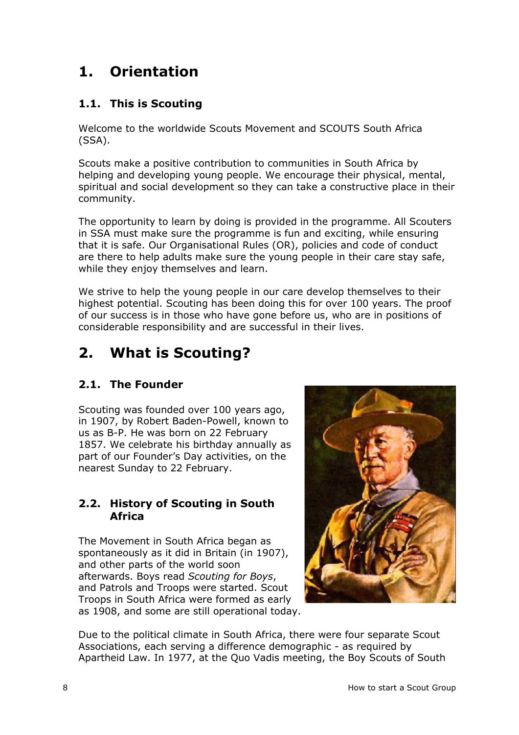# 1. Orientation

## 1.1. This is Scouting

Welcome to the worldwide Scouts Movement and SCOUTS South Africa (SSA).

Scouts make a positive contribution to communities in South Africa by helping and developing young people. We encourage their physical, mental, spiritual and social development so they can take a constructive place in their community.

The opportunity to learn by doing is provided in the programme. All Scouters in SSA must make sure the programme is fun and exciting, while ensuring that it is safe. Our Organisational Rules (OR), policies and code of conduct are there to help adults make sure the young people in their care stay safe, while they enjoy themselves and learn.

We strive to help the young people in our care develop themselves to their highest potential. Scouting has been doing this for over 100 years. The proof of our success is in those who have gone before us, who are in positions of considerable responsibility and are successful in their lives.

# 2. What is Scouting?

## 2.1. The Founder

Scouting was founded over 100 years ago, in 1907, by Robert Baden-Powell, known to us as B-P. He was born on 22 February 1857. We celebrate his birthday annually as part of our Founder's Day activities, on the nearest Sunday to 22 February.

## 2.2. History of Scouting in South Africa

The Movement in South Africa began as spontaneously as it did in Britain (in 1907), and other parts of the world soon afterwards. Boys read *Scouting for Boys*, and Patrols and Troops were started. Scout Troops in South Africa were formed as early as 1908, and some are still operational today.

Due to the political climate in South Africa, there were four separate Scout Associations, each serving a difference demographic - as required by Apartheid Law. In 1977, at the Quo Vadis meeting, the Boy Scouts of South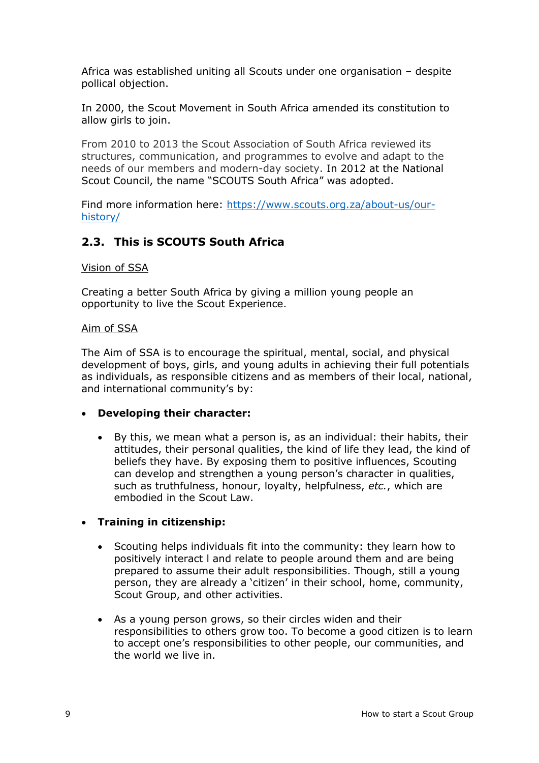Africa was established uniting all Scouts under one organisation – despite pollical objection.

In 2000, the Scout Movement in South Africa amended its constitution to allow girls to join.

From 2010 to 2013 the Scout Association of South Africa reviewed its structures, communication, and programmes to evolve and adapt to the needs of our members and modern-day society. In 2012 at the National Scout Council, the name "SCOUTS South Africa" was adopted.

Find more information here: [https://www.scouts.org.za/about-us/our-history/](https://www.scouts.org.za/about-us/our-history/)

## 2.3. This is SCOUTS South Africa

Vision of SSA

Creating a better South Africa by giving a million young people an opportunity to live the Scout Experience.

Aim of SSA

The Aim of SSA is to encourage the spiritual, mental, social, and physical development of boys, girls, and young adults in achieving their full potentials as individuals, as responsible citizens and as members of their local, national, and international community's by:

- **Developing their character:**
  - By this, we mean what a person is, as an individual: their habits, their attitudes, their personal qualities, the kind of life they lead, the kind of beliefs they have. By exposing them to positive influences, Scouting can develop and strengthen a young person's character in qualities, such as truthfulness, honour, loyalty, helpfulness, *etc.*, which are embodied in the Scout Law.
- **Training in citizenship:**
  - Scouting helps individuals fit into the community: they learn how to positively interact l and relate to people around them and are being prepared to assume their adult responsibilities. Though, still a young person, they are already a 'citizen' in their school, home, community, Scout Group, and other activities.
  - As a young person grows, so their circles widen and their responsibilities to others grow too. To become a good citizen is to learn to accept one's responsibilities to other people, our communities, and the world we live in.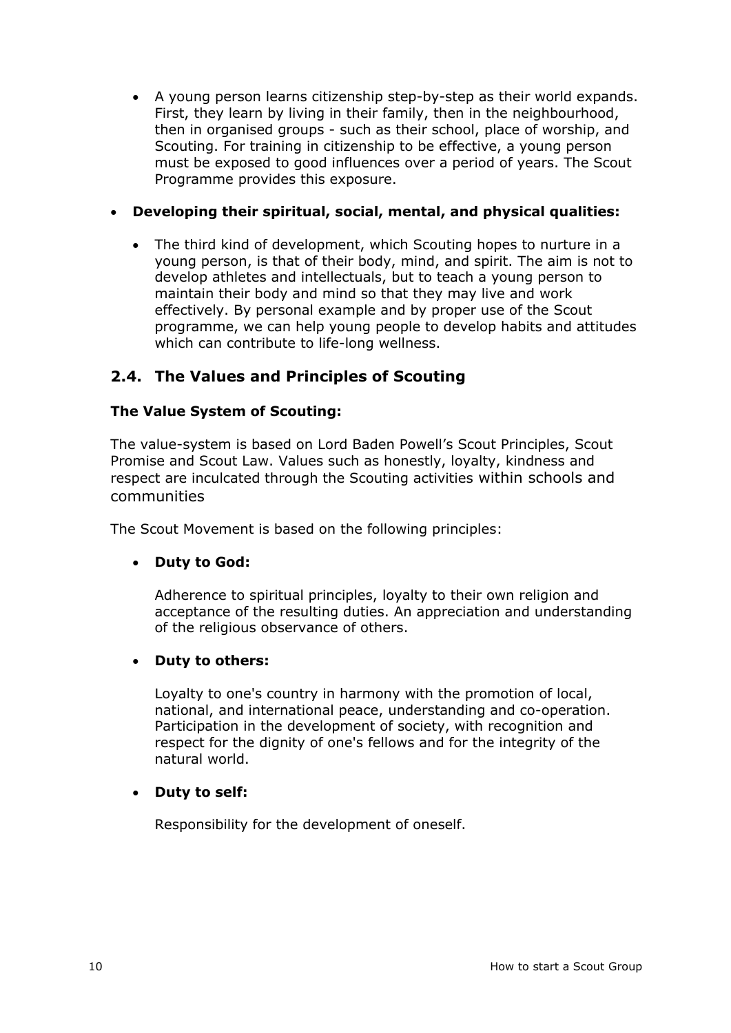- A young person learns citizenship step-by-step as their world expands. First, they learn by living in their family, then in the neighbourhood, then in organised groups - such as their school, place of worship, and Scouting. For training in citizenship to be effective, a young person must be exposed to good influences over a period of years. The Scout Programme provides this exposure.

- **Developing their spiritual, social, mental, and physical qualities:**

  - The third kind of development, which Scouting hopes to nurture in a young person, is that of their body, mind, and spirit. The aim is not to develop athletes and intellectuals, but to teach a young person to maintain their body and mind so that they may live and work effectively. By personal example and by proper use of the Scout programme, we can help young people to develop habits and attitudes which can contribute to life-long wellness.

## 2.4. The Values and Principles of Scouting

**The Value System of Scouting:**

The value-system is based on Lord Baden Powell's Scout Principles, Scout Promise and Scout Law. Values such as honestly, loyalty, kindness and respect are inculcated through the Scouting activities within schools and communities

The Scout Movement is based on the following principles:

- **Duty to God:**

  Adherence to spiritual principles, loyalty to their own religion and acceptance of the resulting duties. An appreciation and understanding of the religious observance of others.

- **Duty to others:**

  Loyalty to one's country in harmony with the promotion of local, national, and international peace, understanding and co-operation. Participation in the development of society, with recognition and respect for the dignity of one's fellows and for the integrity of the natural world.

- **Duty to self:**

  Responsibility for the development of oneself.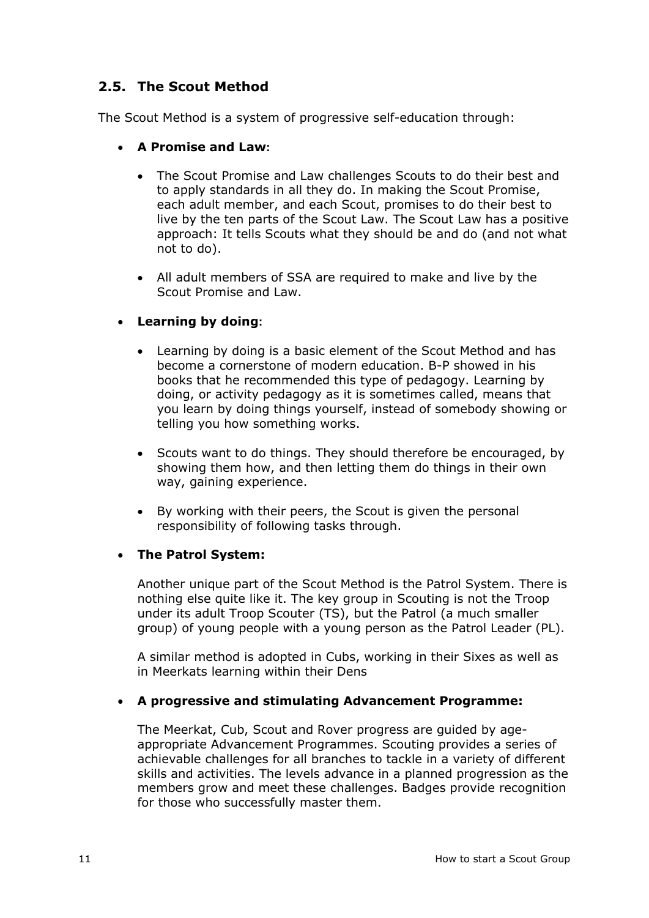## 2.5. The Scout Method

The Scout Method is a system of progressive self-education through:

- **A Promise and Law**:

    - The Scout Promise and Law challenges Scouts to do their best and to apply standards in all they do. In making the Scout Promise, each adult member, and each Scout, promises to do their best to live by the ten parts of the Scout Law. The Scout Law has a positive approach: It tells Scouts what they should be and do (and not what not to do).

    - All adult members of SSA are required to make and live by the Scout Promise and Law.

- **Learning by doing**:

    - Learning by doing is a basic element of the Scout Method and has become a cornerstone of modern education. B-P showed in his books that he recommended this type of pedagogy. Learning by doing, or activity pedagogy as it is sometimes called, means that you learn by doing things yourself, instead of somebody showing or telling you how something works.

    - Scouts want to do things. They should therefore be encouraged, by showing them how, and then letting them do things in their own way, gaining experience.

    - By working with their peers, the Scout is given the personal responsibility of following tasks through.

- **The Patrol System:**

    Another unique part of the Scout Method is the Patrol System. There is nothing else quite like it. The key group in Scouting is not the Troop under its adult Troop Scouter (TS), but the Patrol (a much smaller group) of young people with a young person as the Patrol Leader (PL).

    A similar method is adopted in Cubs, working in their Sixes as well as in Meerkats learning within their Dens

- **A progressive and stimulating Advancement Programme:**

    The Meerkat, Cub, Scout and Rover progress are guided by age-appropriate Advancement Programmes. Scouting provides a series of achievable challenges for all branches to tackle in a variety of different skills and activities. The levels advance in a planned progression as the members grow and meet these challenges. Badges provide recognition for those who successfully master them.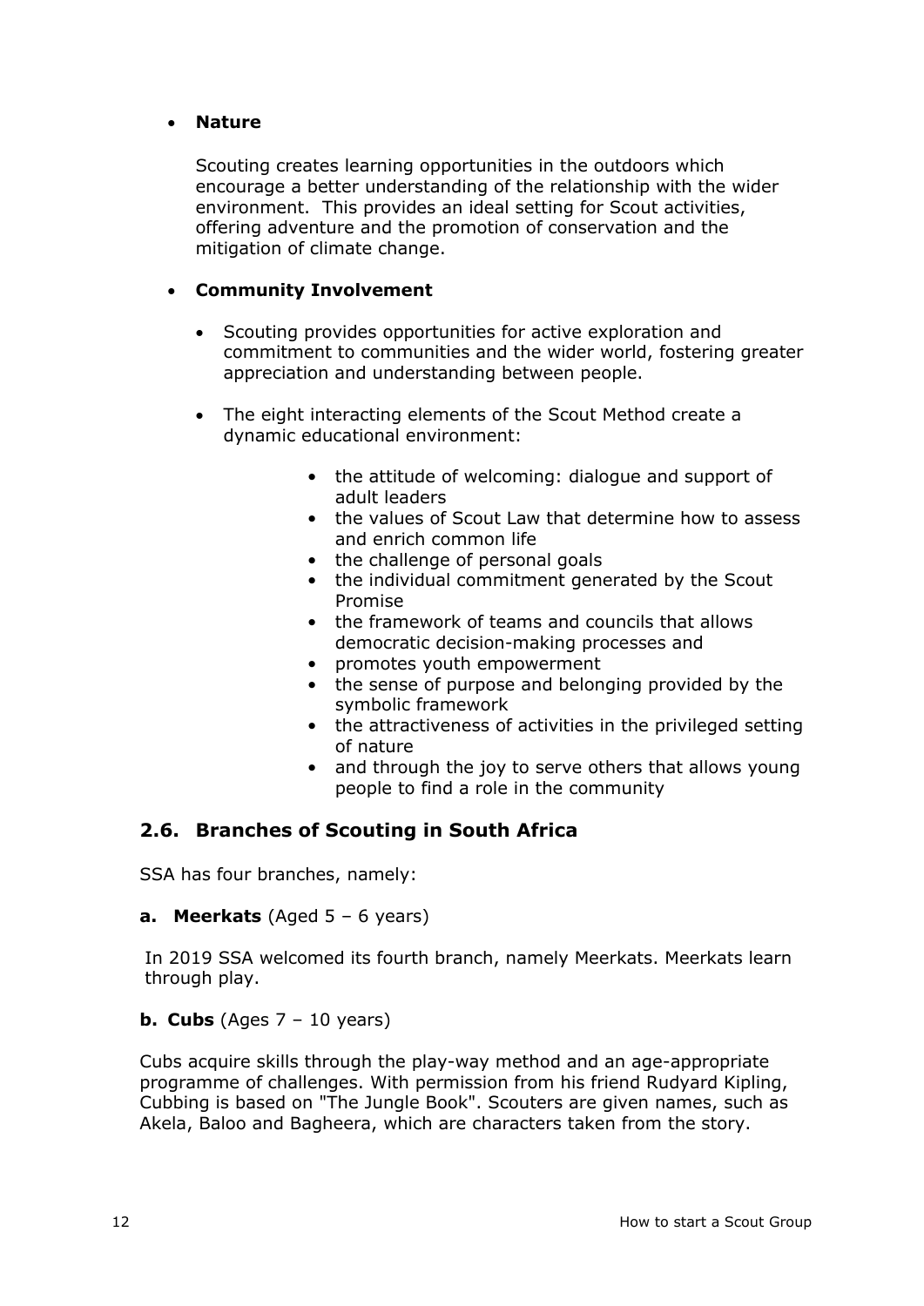- **Nature**

  Scouting creates learning opportunities in the outdoors which encourage a better understanding of the relationship with the wider environment. This provides an ideal setting for Scout activities, offering adventure and the promotion of conservation and the mitigation of climate change.

- **Community Involvement**

  - Scouting provides opportunities for active exploration and commitment to communities and the wider world, fostering greater appreciation and understanding between people.

  - The eight interacting elements of the Scout Method create a dynamic educational environment:

    - the attitude of welcoming: dialogue and support of adult leaders
    - the values of Scout Law that determine how to assess and enrich common life
    - the challenge of personal goals
    - the individual commitment generated by the Scout Promise
    - the framework of teams and councils that allows democratic decision-making processes and
    - promotes youth empowerment
    - the sense of purpose and belonging provided by the symbolic framework
    - the attractiveness of activities in the privileged setting of nature
    - and through the joy to serve others that allows young people to find a role in the community

## 2.6. Branches of Scouting in South Africa

SSA has four branches, namely:

**a. Meerkats** (Aged 5 – 6 years)

In 2019 SSA welcomed its fourth branch, namely Meerkats. Meerkats learn through play.

**b. Cubs** (Ages 7 – 10 years)

Cubs acquire skills through the play-way method and an age-appropriate programme of challenges. With permission from his friend Rudyard Kipling, Cubbing is based on "The Jungle Book". Scouters are given names, such as Akela, Baloo and Bagheera, which are characters taken from the story.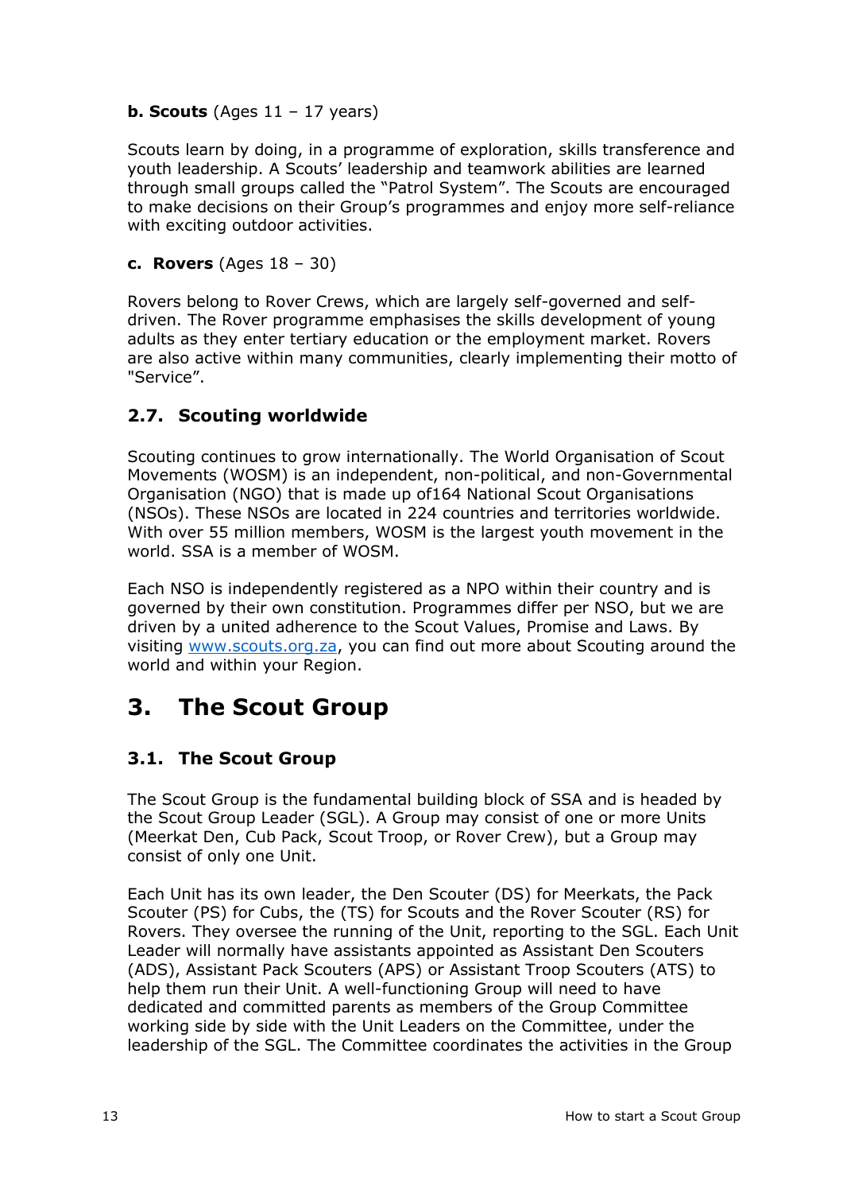**b. Scouts** (Ages 11 – 17 years)

Scouts learn by doing, in a programme of exploration, skills transference and youth leadership. A Scouts' leadership and teamwork abilities are learned through small groups called the "Patrol System". The Scouts are encouraged to make decisions on their Group's programmes and enjoy more self-reliance with exciting outdoor activities.

**c. Rovers** (Ages 18 – 30)

Rovers belong to Rover Crews, which are largely self-governed and self-driven. The Rover programme emphasises the skills development of young adults as they enter tertiary education or the employment market. Rovers are also active within many communities, clearly implementing their motto of "Service".

### 2.7. Scouting worldwide

Scouting continues to grow internationally. The World Organisation of Scout Movements (WOSM) is an independent, non-political, and non-Governmental Organisation (NGO) that is made up of164 National Scout Organisations (NSOs). These NSOs are located in 224 countries and territories worldwide. With over 55 million members, WOSM is the largest youth movement in the world. SSA is a member of WOSM.

Each NSO is independently registered as a NPO within their country and is governed by their own constitution. Programmes differ per NSO, but we are driven by a united adherence to the Scout Values, Promise and Laws. By visiting [www.scouts.org.za](http://www.scouts.org.za), you can find out more about Scouting around the world and within your Region.

## 3. The Scout Group

### 3.1. The Scout Group

The Scout Group is the fundamental building block of SSA and is headed by the Scout Group Leader (SGL). A Group may consist of one or more Units (Meerkat Den, Cub Pack, Scout Troop, or Rover Crew), but a Group may consist of only one Unit.

Each Unit has its own leader, the Den Scouter (DS) for Meerkats, the Pack Scouter (PS) for Cubs, the (TS) for Scouts and the Rover Scouter (RS) for Rovers. They oversee the running of the Unit, reporting to the SGL. Each Unit Leader will normally have assistants appointed as Assistant Den Scouters (ADS), Assistant Pack Scouters (APS) or Assistant Troop Scouters (ATS) to help them run their Unit. A well-functioning Group will need to have dedicated and committed parents as members of the Group Committee working side by side with the Unit Leaders on the Committee, under the leadership of the SGL. The Committee coordinates the activities in the Group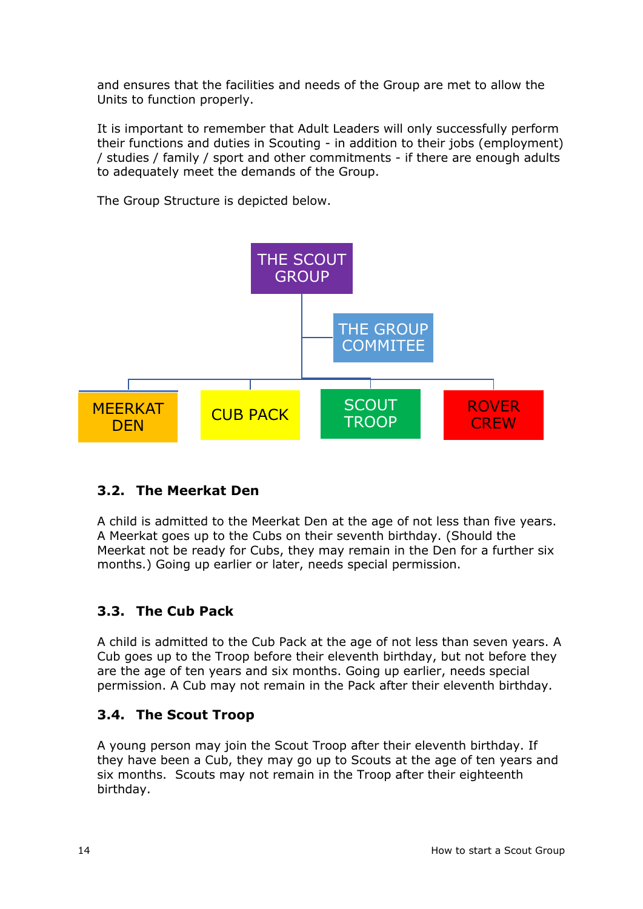and ensures that the facilities and needs of the Group are met to allow the Units to function properly.

It is important to remember that Adult Leaders will only successfully perform their functions and duties in Scouting - in addition to their jobs (employment) / studies / family / sport and other commitments - if there are enough adults to adequately meet the demands of the Group.

The Group Structure is depicted below.

- THE SCOUT GROUP
  - THE GROUP COMMITEE
  - MEERKAT DEN
  - CUB PACK
  - SCOUT TROOP
  - ROVER CREW

### 3.2. The Meerkat Den

A child is admitted to the Meerkat Den at the age of not less than five years. A Meerkat goes up to the Cubs on their seventh birthday. (Should the Meerkat not be ready for Cubs, they may remain in the Den for a further six months.) Going up earlier or later, needs special permission.

### 3.3. The Cub Pack

A child is admitted to the Cub Pack at the age of not less than seven years. A Cub goes up to the Troop before their eleventh birthday, but not before they are the age of ten years and six months. Going up earlier, needs special permission. A Cub may not remain in the Pack after their eleventh birthday.

### 3.4. The Scout Troop

A young person may join the Scout Troop after their eleventh birthday. If they have been a Cub, they may go up to Scouts at the age of ten years and six months. Scouts may not remain in the Troop after their eighteenth birthday.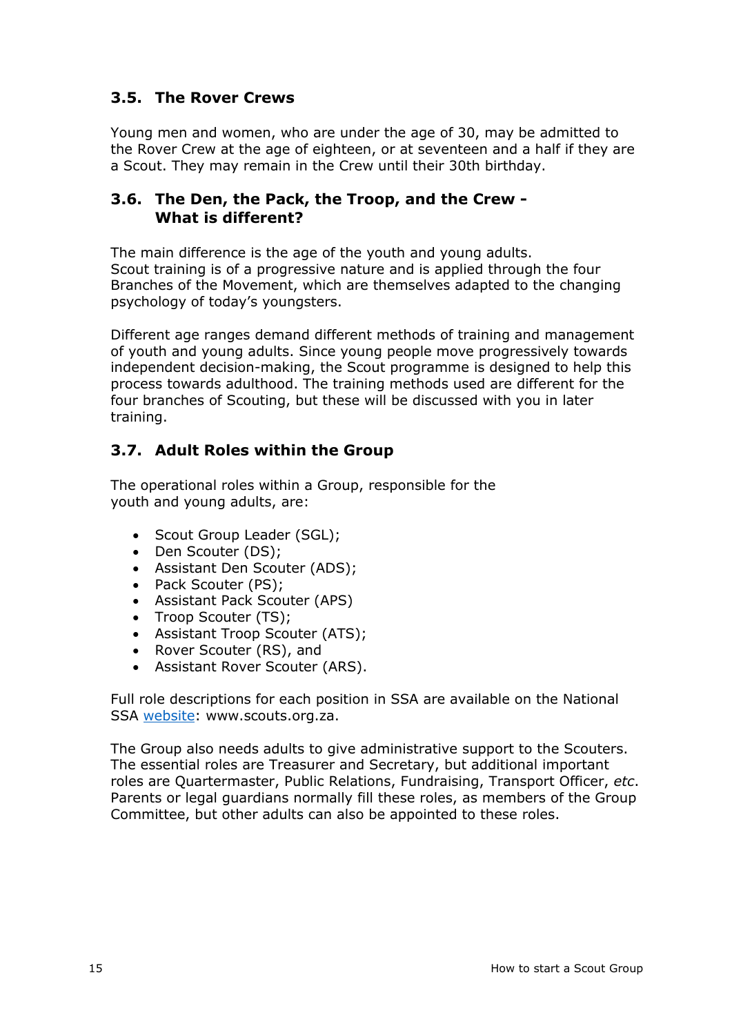## 3.5. The Rover Crews

Young men and women, who are under the age of 30, may be admitted to the Rover Crew at the age of eighteen, or at seventeen and a half if they are a Scout. They may remain in the Crew until their 30th birthday.

## 3.6. The Den, the Pack, the Troop, and the Crew - What is different?

The main difference is the age of the youth and young adults. Scout training is of a progressive nature and is applied through the four Branches of the Movement, which are themselves adapted to the changing psychology of today's youngsters.

Different age ranges demand different methods of training and management of youth and young adults. Since young people move progressively towards independent decision-making, the Scout programme is designed to help this process towards adulthood. The training methods used are different for the four branches of Scouting, but these will be discussed with you in later training.

## 3.7. Adult Roles within the Group

The operational roles within a Group, responsible for the youth and young adults, are:

- Scout Group Leader (SGL);
- Den Scouter (DS);
- Assistant Den Scouter (ADS);
- Pack Scouter (PS);
- Assistant Pack Scouter (APS)
- Troop Scouter (TS);
- Assistant Troop Scouter (ATS);
- Rover Scouter (RS), and
- Assistant Rover Scouter (ARS).

Full role descriptions for each position in SSA are available on the National SSA [website](http://www.scouts.org.za): www.scouts.org.za.

The Group also needs adults to give administrative support to the Scouters. The essential roles are Treasurer and Secretary, but additional important roles are Quartermaster, Public Relations, Fundraising, Transport Officer, *etc*. Parents or legal guardians normally fill these roles, as members of the Group Committee, but other adults can also be appointed to these roles.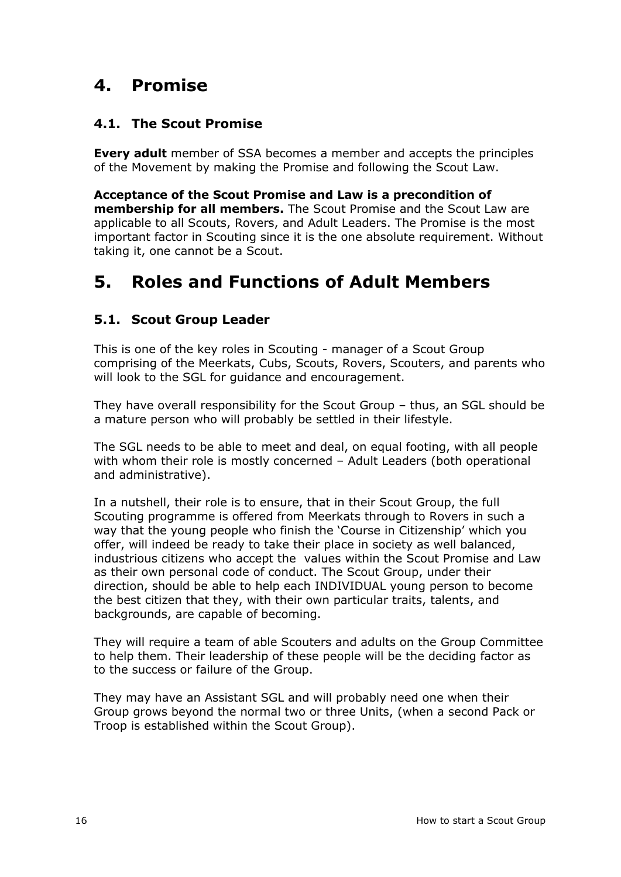# 4. Promise

## 4.1. The Scout Promise

**Every adult** member of SSA becomes a member and accepts the principles of the Movement by making the Promise and following the Scout Law.

**Acceptance of the Scout Promise and Law is a precondition of membership for all members.** The Scout Promise and the Scout Law are applicable to all Scouts, Rovers, and Adult Leaders. The Promise is the most important factor in Scouting since it is the one absolute requirement. Without taking it, one cannot be a Scout.

# 5. Roles and Functions of Adult Members

## 5.1. Scout Group Leader

This is one of the key roles in Scouting - manager of a Scout Group comprising of the Meerkats, Cubs, Scouts, Rovers, Scouters, and parents who will look to the SGL for guidance and encouragement.

They have overall responsibility for the Scout Group – thus, an SGL should be a mature person who will probably be settled in their lifestyle.

The SGL needs to be able to meet and deal, on equal footing, with all people with whom their role is mostly concerned – Adult Leaders (both operational and administrative).

In a nutshell, their role is to ensure, that in their Scout Group, the full Scouting programme is offered from Meerkats through to Rovers in such a way that the young people who finish the 'Course in Citizenship' which you offer, will indeed be ready to take their place in society as well balanced, industrious citizens who accept the values within the Scout Promise and Law as their own personal code of conduct. The Scout Group, under their direction, should be able to help each INDIVIDUAL young person to become the best citizen that they, with their own particular traits, talents, and backgrounds, are capable of becoming.

They will require a team of able Scouters and adults on the Group Committee to help them. Their leadership of these people will be the deciding factor as to the success or failure of the Group.

They may have an Assistant SGL and will probably need one when their Group grows beyond the normal two or three Units, (when a second Pack or Troop is established within the Scout Group).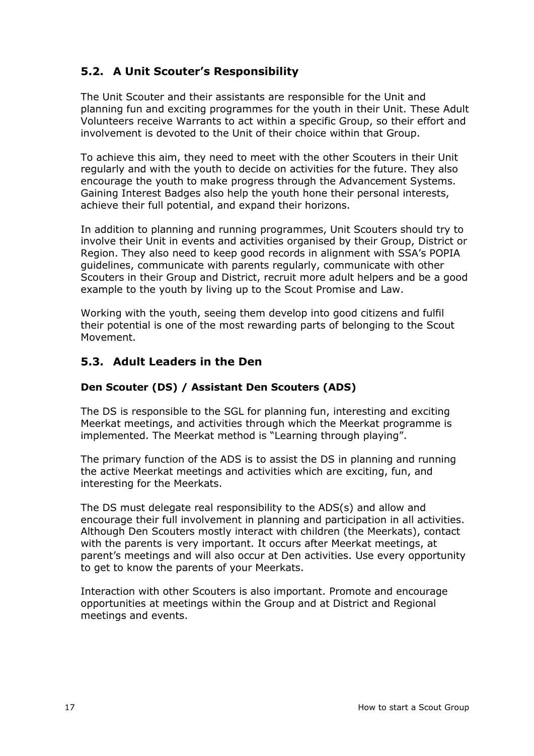## 5.2. A Unit Scouter's Responsibility

The Unit Scouter and their assistants are responsible for the Unit and planning fun and exciting programmes for the youth in their Unit. These Adult Volunteers receive Warrants to act within a specific Group, so their effort and involvement is devoted to the Unit of their choice within that Group.

To achieve this aim, they need to meet with the other Scouters in their Unit regularly and with the youth to decide on activities for the future. They also encourage the youth to make progress through the Advancement Systems. Gaining Interest Badges also help the youth hone their personal interests, achieve their full potential, and expand their horizons.

In addition to planning and running programmes, Unit Scouters should try to involve their Unit in events and activities organised by their Group, District or Region. They also need to keep good records in alignment with SSA's POPIA guidelines, communicate with parents regularly, communicate with other Scouters in their Group and District, recruit more adult helpers and be a good example to the youth by living up to the Scout Promise and Law.

Working with the youth, seeing them develop into good citizens and fulfil their potential is one of the most rewarding parts of belonging to the Scout Movement.

## 5.3. Adult Leaders in the Den

### Den Scouter (DS) / Assistant Den Scouters (ADS)

The DS is responsible to the SGL for planning fun, interesting and exciting Meerkat meetings, and activities through which the Meerkat programme is implemented. The Meerkat method is "Learning through playing".

The primary function of the ADS is to assist the DS in planning and running the active Meerkat meetings and activities which are exciting, fun, and interesting for the Meerkats.

The DS must delegate real responsibility to the ADS(s) and allow and encourage their full involvement in planning and participation in all activities. Although Den Scouters mostly interact with children (the Meerkats), contact with the parents is very important. It occurs after Meerkat meetings, at parent's meetings and will also occur at Den activities. Use every opportunity to get to know the parents of your Meerkats.

Interaction with other Scouters is also important. Promote and encourage opportunities at meetings within the Group and at District and Regional meetings and events.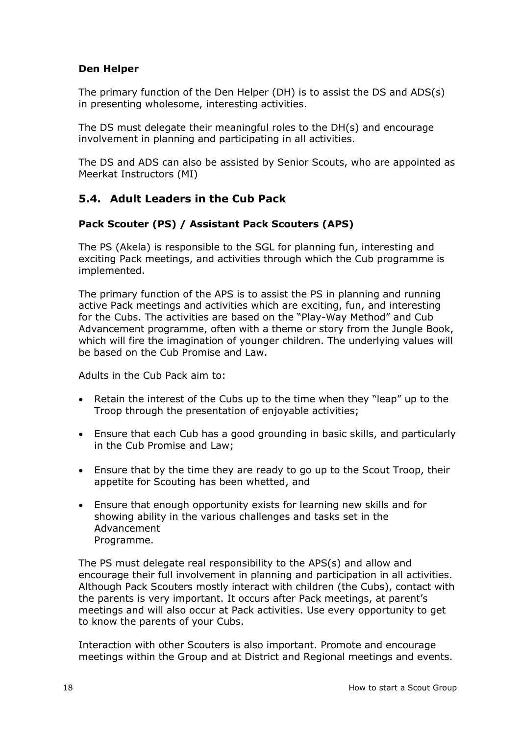**Den Helper**

The primary function of the Den Helper (DH) is to assist the DS and ADS(s) in presenting wholesome, interesting activities.

The DS must delegate their meaningful roles to the DH(s) and encourage involvement in planning and participating in all activities.

The DS and ADS can also be assisted by Senior Scouts, who are appointed as Meerkat Instructors (MI)

## 5.4. Adult Leaders in the Cub Pack

**Pack Scouter (PS) / Assistant Pack Scouters (APS)**

The PS (Akela) is responsible to the SGL for planning fun, interesting and exciting Pack meetings, and activities through which the Cub programme is implemented.

The primary function of the APS is to assist the PS in planning and running active Pack meetings and activities which are exciting, fun, and interesting for the Cubs. The activities are based on the "Play-Way Method" and Cub Advancement programme, often with a theme or story from the Jungle Book, which will fire the imagination of younger children. The underlying values will be based on the Cub Promise and Law.

Adults in the Cub Pack aim to:

- Retain the interest of the Cubs up to the time when they "leap" up to the Troop through the presentation of enjoyable activities;
- Ensure that each Cub has a good grounding in basic skills, and particularly in the Cub Promise and Law;
- Ensure that by the time they are ready to go up to the Scout Troop, their appetite for Scouting has been whetted, and
- Ensure that enough opportunity exists for learning new skills and for showing ability in the various challenges and tasks set in the Advancement Programme.

The PS must delegate real responsibility to the APS(s) and allow and encourage their full involvement in planning and participation in all activities. Although Pack Scouters mostly interact with children (the Cubs), contact with the parents is very important. It occurs after Pack meetings, at parent's meetings and will also occur at Pack activities. Use every opportunity to get to know the parents of your Cubs.

Interaction with other Scouters is also important. Promote and encourage meetings within the Group and at District and Regional meetings and events.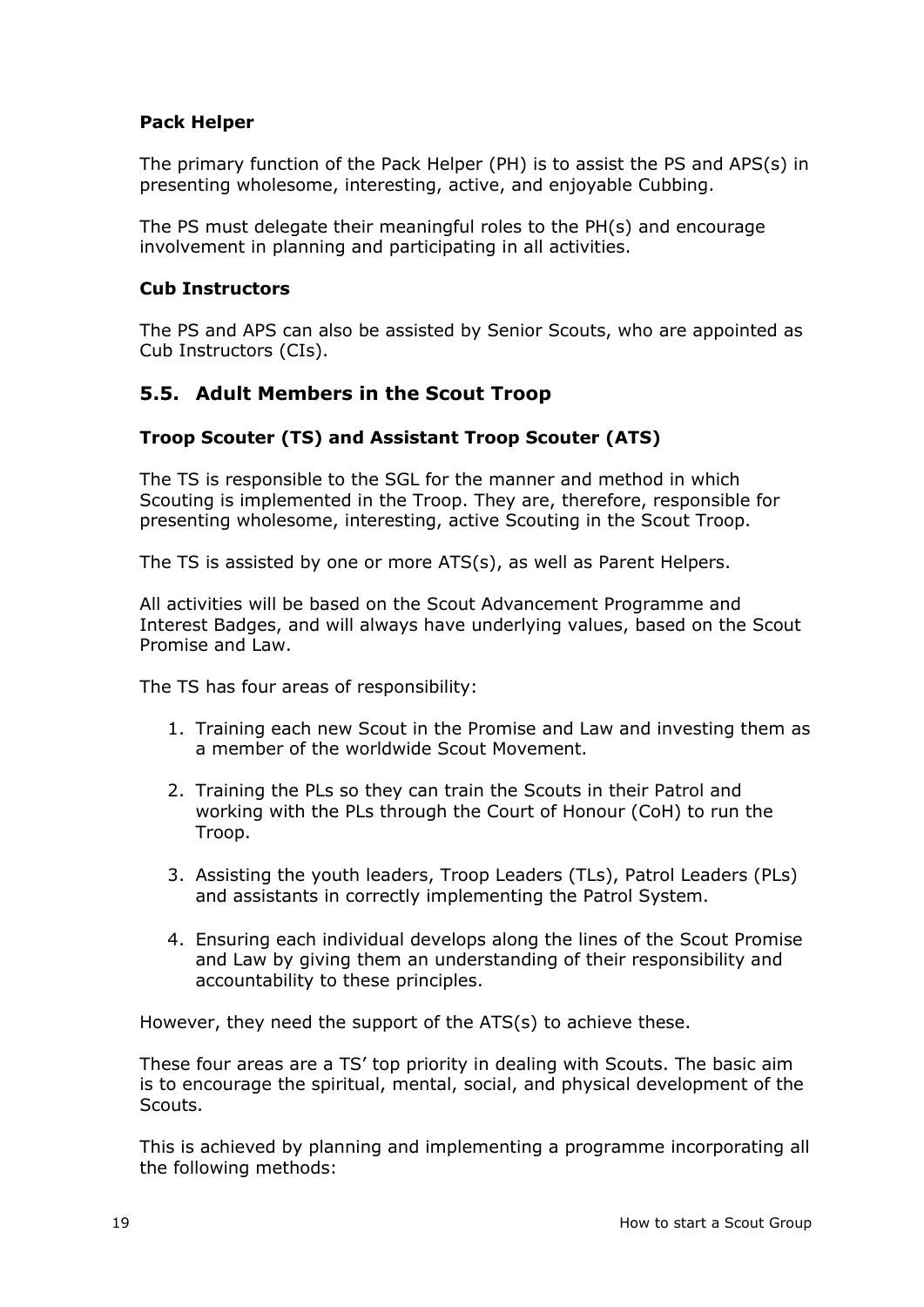**Pack Helper**

The primary function of the Pack Helper (PH) is to assist the PS and APS(s) in presenting wholesome, interesting, active, and enjoyable Cubbing.

The PS must delegate their meaningful roles to the PH(s) and encourage involvement in planning and participating in all activities.

**Cub Instructors**

The PS and APS can also be assisted by Senior Scouts, who are appointed as Cub Instructors (CIs).

## 5.5. Adult Members in the Scout Troop

**Troop Scouter (TS) and Assistant Troop Scouter (ATS)**

The TS is responsible to the SGL for the manner and method in which Scouting is implemented in the Troop. They are, therefore, responsible for presenting wholesome, interesting, active Scouting in the Scout Troop.

The TS is assisted by one or more ATS(s), as well as Parent Helpers.

All activities will be based on the Scout Advancement Programme and Interest Badges, and will always have underlying values, based on the Scout Promise and Law.

The TS has four areas of responsibility:

1. Training each new Scout in the Promise and Law and investing them as a member of the worldwide Scout Movement.
2. Training the PLs so they can train the Scouts in their Patrol and working with the PLs through the Court of Honour (CoH) to run the Troop.
3. Assisting the youth leaders, Troop Leaders (TLs), Patrol Leaders (PLs) and assistants in correctly implementing the Patrol System.
4. Ensuring each individual develops along the lines of the Scout Promise and Law by giving them an understanding of their responsibility and accountability to these principles.

However, they need the support of the ATS(s) to achieve these.

These four areas are a TS' top priority in dealing with Scouts. The basic aim is to encourage the spiritual, mental, social, and physical development of the Scouts.

This is achieved by planning and implementing a programme incorporating all the following methods: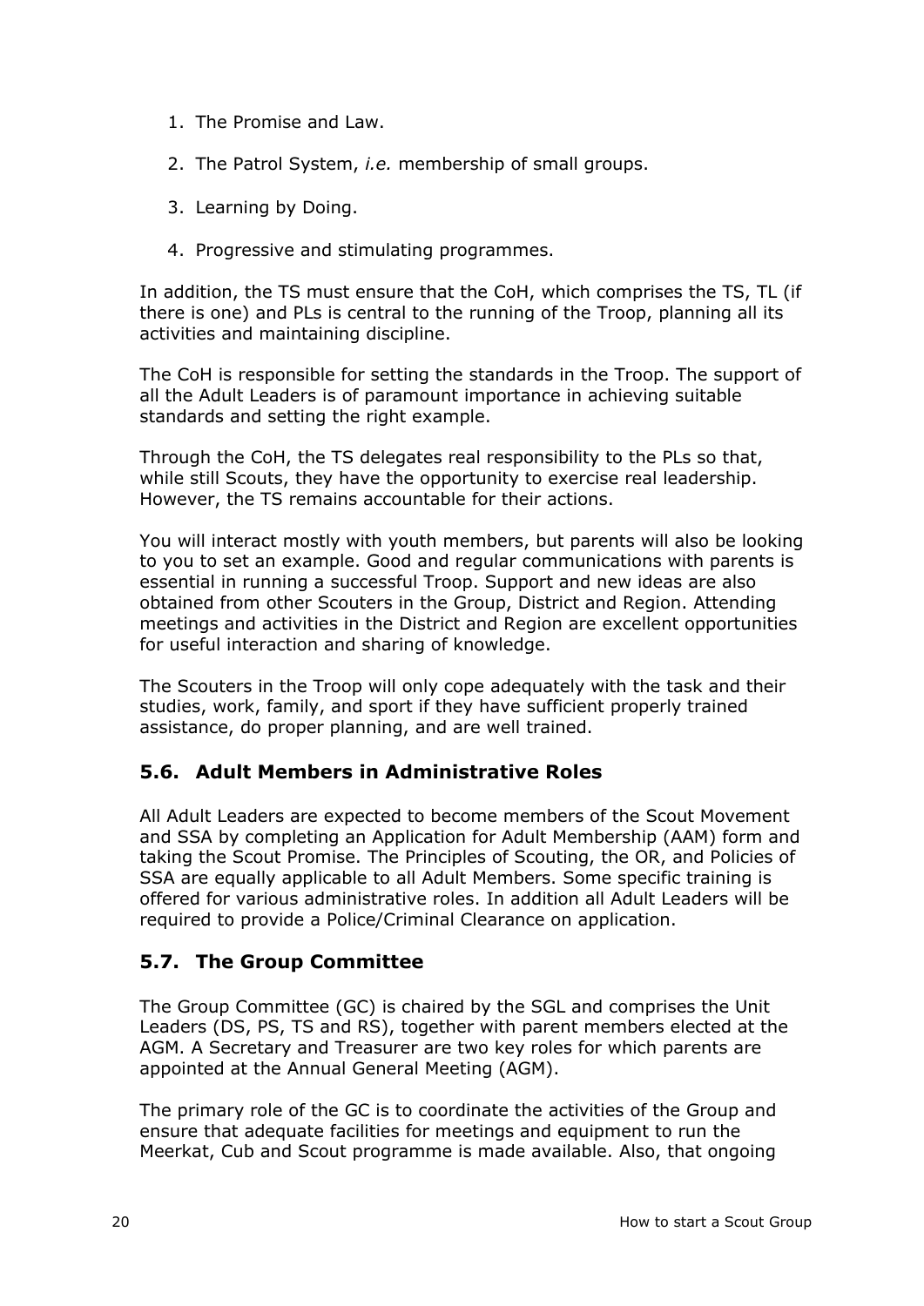1. The Promise and Law.

2. The Patrol System, *i.e.* membership of small groups.

3. Learning by Doing.

4. Progressive and stimulating programmes.

In addition, the TS must ensure that the CoH, which comprises the TS, TL (if there is one) and PLs is central to the running of the Troop, planning all its activities and maintaining discipline.

The CoH is responsible for setting the standards in the Troop. The support of all the Adult Leaders is of paramount importance in achieving suitable standards and setting the right example.

Through the CoH, the TS delegates real responsibility to the PLs so that, while still Scouts, they have the opportunity to exercise real leadership. However, the TS remains accountable for their actions.

You will interact mostly with youth members, but parents will also be looking to you to set an example. Good and regular communications with parents is essential in running a successful Troop. Support and new ideas are also obtained from other Scouters in the Group, District and Region. Attending meetings and activities in the District and Region are excellent opportunities for useful interaction and sharing of knowledge.

The Scouters in the Troop will only cope adequately with the task and their studies, work, family, and sport if they have sufficient properly trained assistance, do proper planning, and are well trained.

## 5.6. Adult Members in Administrative Roles

All Adult Leaders are expected to become members of the Scout Movement and SSA by completing an Application for Adult Membership (AAM) form and taking the Scout Promise. The Principles of Scouting, the OR, and Policies of SSA are equally applicable to all Adult Members. Some specific training is offered for various administrative roles. In addition all Adult Leaders will be required to provide a Police/Criminal Clearance on application.

## 5.7. The Group Committee

The Group Committee (GC) is chaired by the SGL and comprises the Unit Leaders (DS, PS, TS and RS), together with parent members elected at the AGM. A Secretary and Treasurer are two key roles for which parents are appointed at the Annual General Meeting (AGM).

The primary role of the GC is to coordinate the activities of the Group and ensure that adequate facilities for meetings and equipment to run the Meerkat, Cub and Scout programme is made available. Also, that ongoing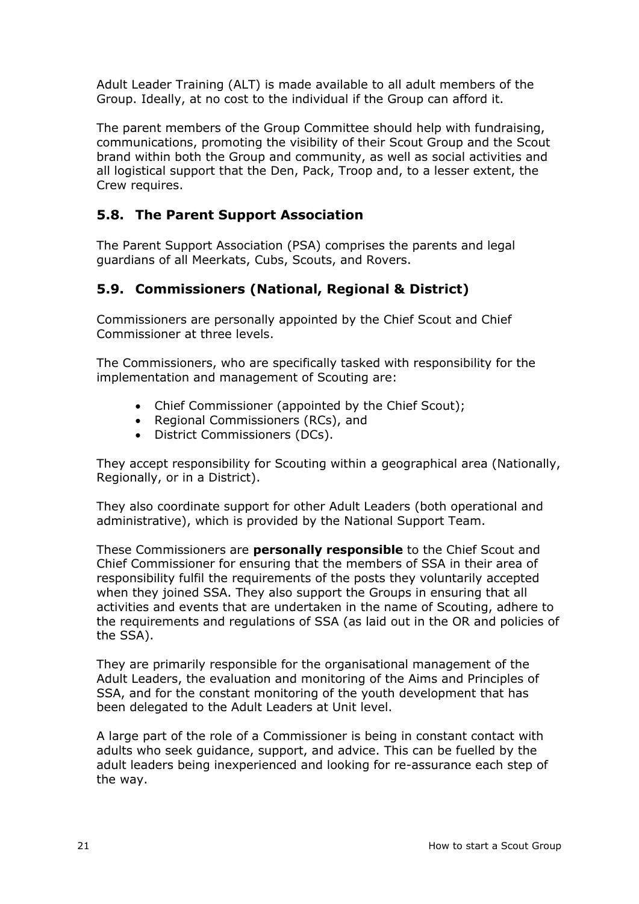Adult Leader Training (ALT) is made available to all adult members of the Group. Ideally, at no cost to the individual if the Group can afford it.

The parent members of the Group Committee should help with fundraising, communications, promoting the visibility of their Scout Group and the Scout brand within both the Group and community, as well as social activities and all logistical support that the Den, Pack, Troop and, to a lesser extent, the Crew requires.

### 5.8. The Parent Support Association

The Parent Support Association (PSA) comprises the parents and legal guardians of all Meerkats, Cubs, Scouts, and Rovers.

### 5.9. Commissioners (National, Regional & District)

Commissioners are personally appointed by the Chief Scout and Chief Commissioner at three levels.

The Commissioners, who are specifically tasked with responsibility for the implementation and management of Scouting are:

- Chief Commissioner (appointed by the Chief Scout);
- Regional Commissioners (RCs), and
- District Commissioners (DCs).

They accept responsibility for Scouting within a geographical area (Nationally, Regionally, or in a District).

They also coordinate support for other Adult Leaders (both operational and administrative), which is provided by the National Support Team.

These Commissioners are **personally responsible** to the Chief Scout and Chief Commissioner for ensuring that the members of SSA in their area of responsibility fulfil the requirements of the posts they voluntarily accepted when they joined SSA. They also support the Groups in ensuring that all activities and events that are undertaken in the name of Scouting, adhere to the requirements and regulations of SSA (as laid out in the OR and policies of the SSA).

They are primarily responsible for the organisational management of the Adult Leaders, the evaluation and monitoring of the Aims and Principles of SSA, and for the constant monitoring of the youth development that has been delegated to the Adult Leaders at Unit level.

A large part of the role of a Commissioner is being in constant contact with adults who seek guidance, support, and advice. This can be fuelled by the adult leaders being inexperienced and looking for re-assurance each step of the way.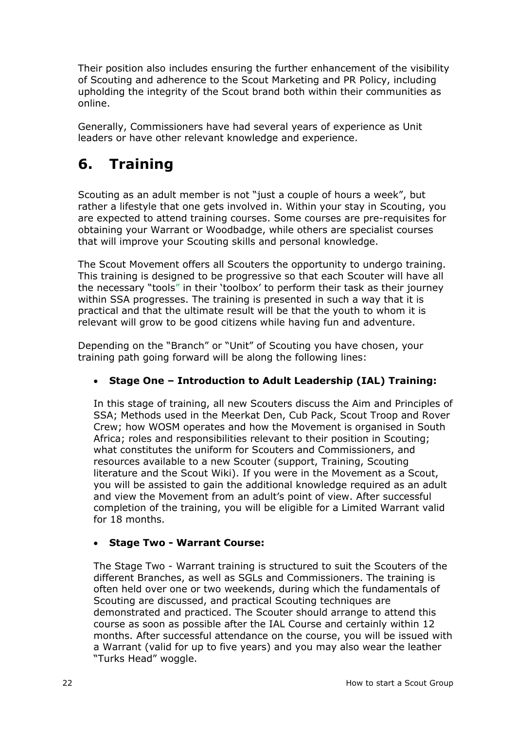Their position also includes ensuring the further enhancement of the visibility of Scouting and adherence to the Scout Marketing and PR Policy, including upholding the integrity of the Scout brand both within their communities as online.

Generally, Commissioners have had several years of experience as Unit leaders or have other relevant knowledge and experience.

# 6. Training

Scouting as an adult member is not "just a couple of hours a week", but rather a lifestyle that one gets involved in. Within your stay in Scouting, you are expected to attend training courses. Some courses are pre-requisites for obtaining your Warrant or Woodbadge, while others are specialist courses that will improve your Scouting skills and personal knowledge.

The Scout Movement offers all Scouters the opportunity to undergo training. This training is designed to be progressive so that each Scouter will have all the necessary "tools" in their 'toolbox' to perform their task as their journey within SSA progresses. The training is presented in such a way that it is practical and that the ultimate result will be that the youth to whom it is relevant will grow to be good citizens while having fun and adventure.

Depending on the "Branch" or "Unit" of Scouting you have chosen, your training path going forward will be along the following lines:

- **Stage One – Introduction to Adult Leadership (IAL) Training:**

  In this stage of training, all new Scouters discuss the Aim and Principles of SSA; Methods used in the Meerkat Den, Cub Pack, Scout Troop and Rover Crew; how WOSM operates and how the Movement is organised in South Africa; roles and responsibilities relevant to their position in Scouting; what constitutes the uniform for Scouters and Commissioners, and resources available to a new Scouter (support, Training, Scouting literature and the Scout Wiki). If you were in the Movement as a Scout, you will be assisted to gain the additional knowledge required as an adult and view the Movement from an adult's point of view. After successful completion of the training, you will be eligible for a Limited Warrant valid for 18 months.

- **Stage Two - Warrant Course:**

  The Stage Two - Warrant training is structured to suit the Scouters of the different Branches, as well as SGLs and Commissioners. The training is often held over one or two weekends, during which the fundamentals of Scouting are discussed, and practical Scouting techniques are demonstrated and practiced. The Scouter should arrange to attend this course as soon as possible after the IAL Course and certainly within 12 months. After successful attendance on the course, you will be issued with a Warrant (valid for up to five years) and you may also wear the leather "Turks Head" woggle.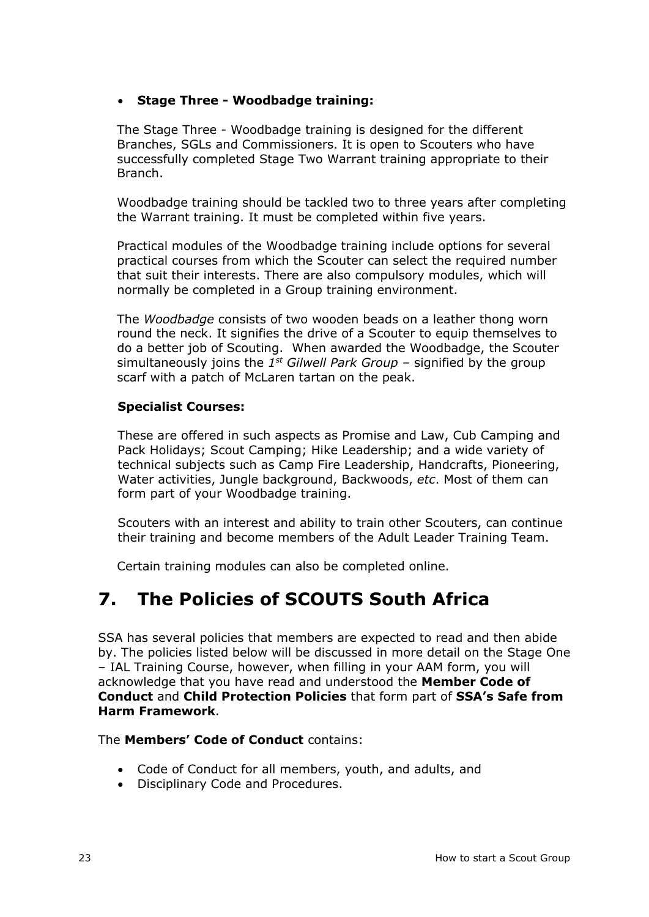- **Stage Three - Woodbadge training:**

The Stage Three - Woodbadge training is designed for the different Branches, SGLs and Commissioners. It is open to Scouters who have successfully completed Stage Two Warrant training appropriate to their Branch.

Woodbadge training should be tackled two to three years after completing the Warrant training. It must be completed within five years.

Practical modules of the Woodbadge training include options for several practical courses from which the Scouter can select the required number that suit their interests. There are also compulsory modules, which will normally be completed in a Group training environment.

The *Woodbadge* consists of two wooden beads on a leather thong worn round the neck. It signifies the drive of a Scouter to equip themselves to do a better job of Scouting. When awarded the Woodbadge, the Scouter simultaneously joins the *1st Gilwell Park Group* – signified by the group scarf with a patch of McLaren tartan on the peak.

**Specialist Courses:**

These are offered in such aspects as Promise and Law, Cub Camping and Pack Holidays; Scout Camping; Hike Leadership; and a wide variety of technical subjects such as Camp Fire Leadership, Handcrafts, Pioneering, Water activities, Jungle background, Backwoods, *etc*. Most of them can form part of your Woodbadge training.

Scouters with an interest and ability to train other Scouters, can continue their training and become members of the Adult Leader Training Team.

Certain training modules can also be completed online.

# 7. The Policies of SCOUTS South Africa

SSA has several policies that members are expected to read and then abide by. The policies listed below will be discussed in more detail on the Stage One – IAL Training Course, however, when filling in your AAM form, you will acknowledge that you have read and understood the **Member Code of Conduct** and **Child Protection Policies** that form part of **SSA's Safe from Harm Framework**.

The **Members' Code of Conduct** contains:

- Code of Conduct for all members, youth, and adults, and
- Disciplinary Code and Procedures.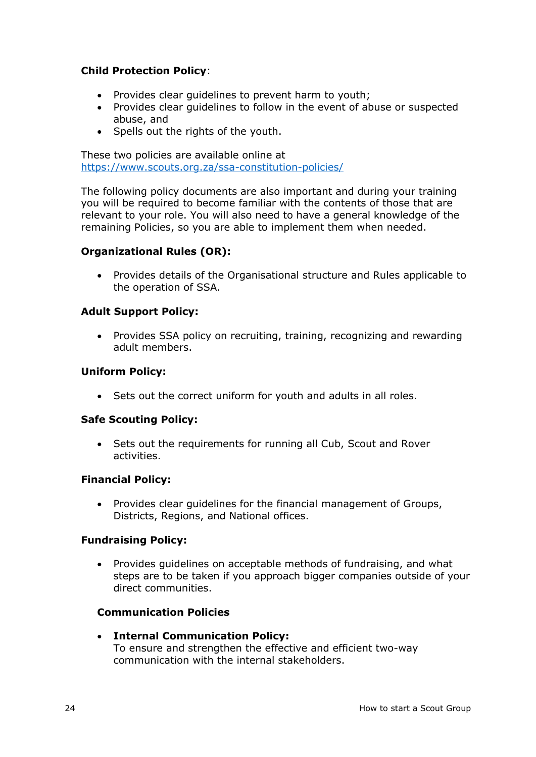**Child Protection Policy**:

- Provides clear guidelines to prevent harm to youth;
- Provides clear guidelines to follow in the event of abuse or suspected abuse, and
- Spells out the rights of the youth.

These two policies are available online at https://www.scouts.org.za/ssa-constitution-policies/

The following policy documents are also important and during your training you will be required to become familiar with the contents of those that are relevant to your role. You will also need to have a general knowledge of the remaining Policies, so you are able to implement them when needed.

**Organizational Rules (OR):**

- Provides details of the Organisational structure and Rules applicable to the operation of SSA.

**Adult Support Policy:**

- Provides SSA policy on recruiting, training, recognizing and rewarding adult members.

**Uniform Policy:**

- Sets out the correct uniform for youth and adults in all roles.

**Safe Scouting Policy:**

- Sets out the requirements for running all Cub, Scout and Rover activities.

**Financial Policy:**

- Provides clear guidelines for the financial management of Groups, Districts, Regions, and National offices.

**Fundraising Policy:**

- Provides guidelines on acceptable methods of fundraising, and what steps are to be taken if you approach bigger companies outside of your direct communities.

**Communication Policies**

- **Internal Communication Policy:**
  To ensure and strengthen the effective and efficient two-way communication with the internal stakeholders.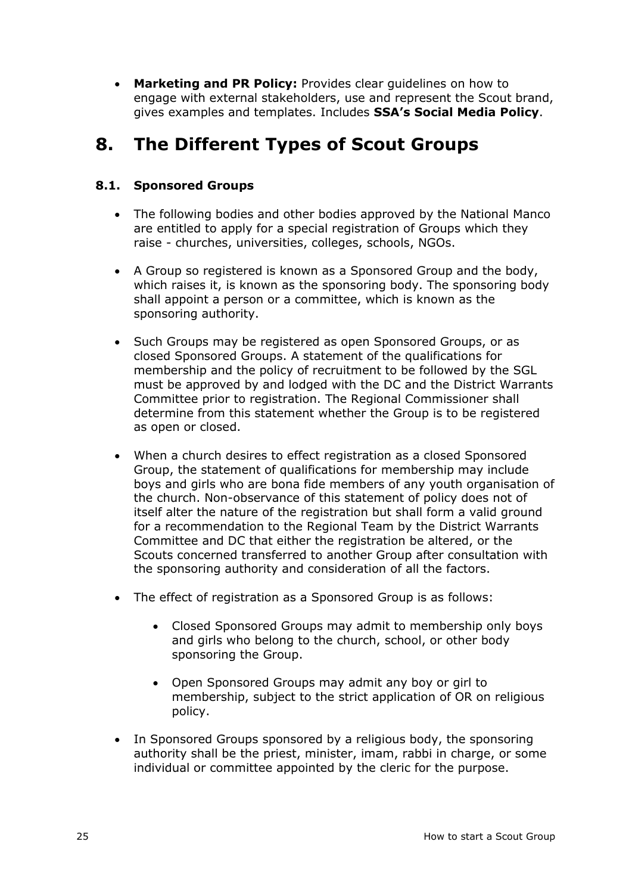- **Marketing and PR Policy:** Provides clear guidelines on how to engage with external stakeholders, use and represent the Scout brand, gives examples and templates. Includes **SSA's Social Media Policy**.

# 8. The Different Types of Scout Groups

### 8.1. Sponsored Groups

- The following bodies and other bodies approved by the National Manco are entitled to apply for a special registration of Groups which they raise - churches, universities, colleges, schools, NGOs.

- A Group so registered is known as a Sponsored Group and the body, which raises it, is known as the sponsoring body. The sponsoring body shall appoint a person or a committee, which is known as the sponsoring authority.

- Such Groups may be registered as open Sponsored Groups, or as closed Sponsored Groups. A statement of the qualifications for membership and the policy of recruitment to be followed by the SGL must be approved by and lodged with the DC and the District Warrants Committee prior to registration. The Regional Commissioner shall determine from this statement whether the Group is to be registered as open or closed.

- When a church desires to effect registration as a closed Sponsored Group, the statement of qualifications for membership may include boys and girls who are bona fide members of any youth organisation of the church. Non-observance of this statement of policy does not of itself alter the nature of the registration but shall form a valid ground for a recommendation to the Regional Team by the District Warrants Committee and DC that either the registration be altered, or the Scouts concerned transferred to another Group after consultation with the sponsoring authority and consideration of all the factors.

- The effect of registration as a Sponsored Group is as follows:

    - Closed Sponsored Groups may admit to membership only boys and girls who belong to the church, school, or other body sponsoring the Group.

    - Open Sponsored Groups may admit any boy or girl to membership, subject to the strict application of OR on religious policy.

- In Sponsored Groups sponsored by a religious body, the sponsoring authority shall be the priest, minister, imam, rabbi in charge, or some individual or committee appointed by the cleric for the purpose.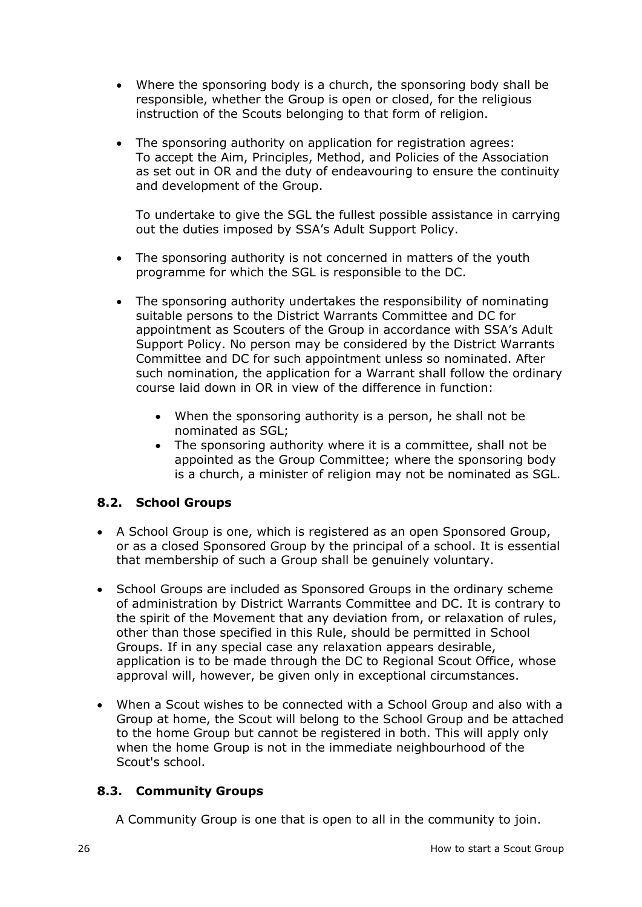- Where the sponsoring body is a church, the sponsoring body shall be responsible, whether the Group is open or closed, for the religious instruction of the Scouts belonging to that form of religion.

- The sponsoring authority on application for registration agrees: To accept the Aim, Principles, Method, and Policies of the Association as set out in OR and the duty of endeavouring to ensure the continuity and development of the Group.

  To undertake to give the SGL the fullest possible assistance in carrying out the duties imposed by SSA's Adult Support Policy.

- The sponsoring authority is not concerned in matters of the youth programme for which the SGL is responsible to the DC.

- The sponsoring authority undertakes the responsibility of nominating suitable persons to the District Warrants Committee and DC for appointment as Scouters of the Group in accordance with SSA's Adult Support Policy. No person may be considered by the District Warrants Committee and DC for such appointment unless so nominated. After such nomination, the application for a Warrant shall follow the ordinary course laid down in OR in view of the difference in function:

  - When the sponsoring authority is a person, he shall not be nominated as SGL;
  - The sponsoring authority where it is a committee, shall not be appointed as the Group Committee; where the sponsoring body is a church, a minister of religion may not be nominated as SGL.

### 8.2. School Groups

- A School Group is one, which is registered as an open Sponsored Group, or as a closed Sponsored Group by the principal of a school. It is essential that membership of such a Group shall be genuinely voluntary.

- School Groups are included as Sponsored Groups in the ordinary scheme of administration by District Warrants Committee and DC. It is contrary to the spirit of the Movement that any deviation from, or relaxation of rules, other than those specified in this Rule, should be permitted in School Groups. If in any special case any relaxation appears desirable, application is to be made through the DC to Regional Scout Office, whose approval will, however, be given only in exceptional circumstances.

- When a Scout wishes to be connected with a School Group and also with a Group at home, the Scout will belong to the School Group and be attached to the home Group but cannot be registered in both. This will apply only when the home Group is not in the immediate neighbourhood of the Scout's school.

### 8.3. Community Groups

A Community Group is one that is open to all in the community to join.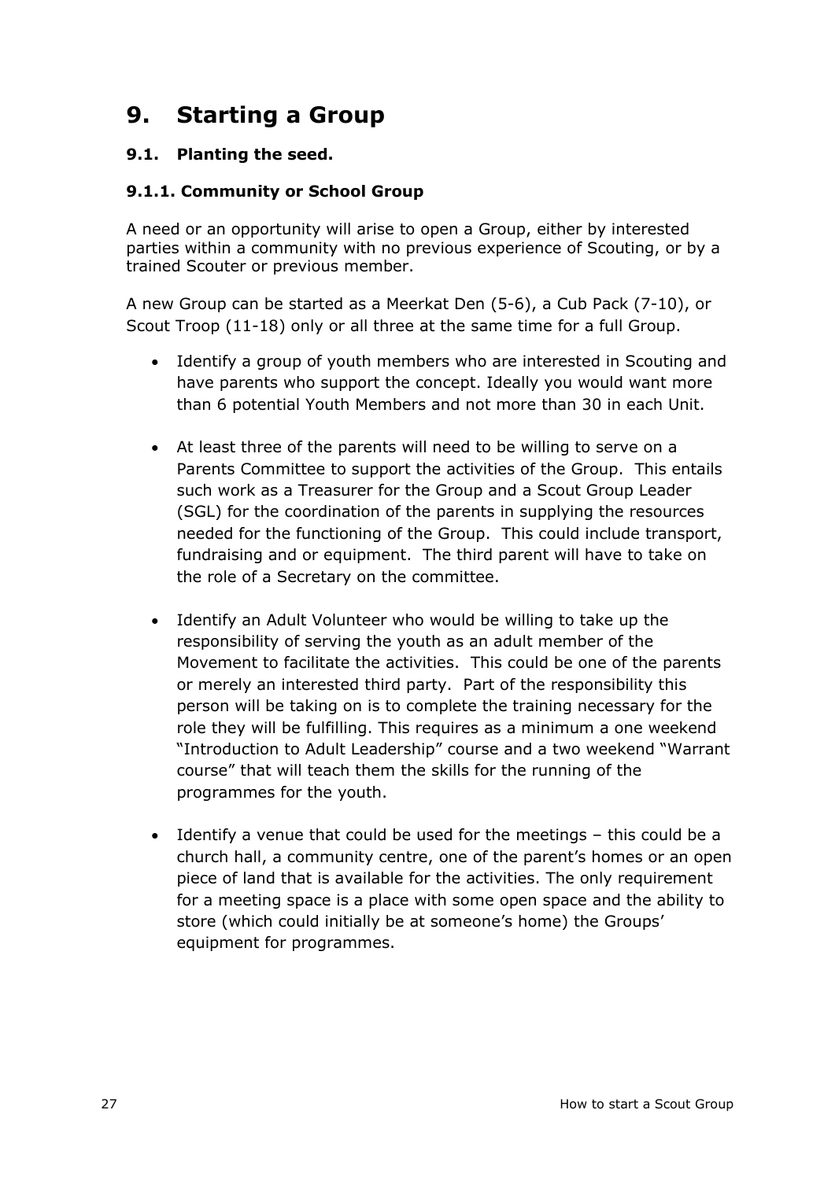# 9. Starting a Group

## 9.1. Planting the seed.

### 9.1.1. Community or School Group

A need or an opportunity will arise to open a Group, either by interested parties within a community with no previous experience of Scouting, or by a trained Scouter or previous member.

A new Group can be started as a Meerkat Den (5-6), a Cub Pack (7-10), or Scout Troop (11-18) only or all three at the same time for a full Group.

- Identify a group of youth members who are interested in Scouting and have parents who support the concept. Ideally you would want more than 6 potential Youth Members and not more than 30 in each Unit.
- At least three of the parents will need to be willing to serve on a Parents Committee to support the activities of the Group. This entails such work as a Treasurer for the Group and a Scout Group Leader (SGL) for the coordination of the parents in supplying the resources needed for the functioning of the Group. This could include transport, fundraising and or equipment. The third parent will have to take on the role of a Secretary on the committee.
- Identify an Adult Volunteer who would be willing to take up the responsibility of serving the youth as an adult member of the Movement to facilitate the activities. This could be one of the parents or merely an interested third party. Part of the responsibility this person will be taking on is to complete the training necessary for the role they will be fulfilling. This requires as a minimum a one weekend "Introduction to Adult Leadership" course and a two weekend "Warrant course" that will teach them the skills for the running of the programmes for the youth.
- Identify a venue that could be used for the meetings – this could be a church hall, a community centre, one of the parent's homes or an open piece of land that is available for the activities. The only requirement for a meeting space is a place with some open space and the ability to store (which could initially be at someone's home) the Groups' equipment for programmes.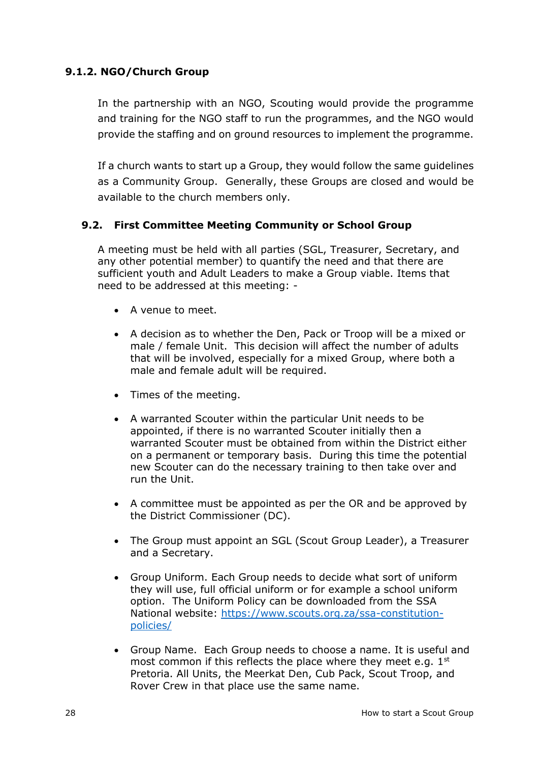### 9.1.2. NGO/Church Group

In the partnership with an NGO, Scouting would provide the programme and training for the NGO staff to run the programmes, and the NGO would provide the staffing and on ground resources to implement the programme.

If a church wants to start up a Group, they would follow the same guidelines as a Community Group. Generally, these Groups are closed and would be available to the church members only.

## 9.2. First Committee Meeting Community or School Group

A meeting must be held with all parties (SGL, Treasurer, Secretary, and any other potential member) to quantify the need and that there are sufficient youth and Adult Leaders to make a Group viable. Items that need to be addressed at this meeting: -

- A venue to meet.
- A decision as to whether the Den, Pack or Troop will be a mixed or male / female Unit. This decision will affect the number of adults that will be involved, especially for a mixed Group, where both a male and female adult will be required.
- Times of the meeting.
- A warranted Scouter within the particular Unit needs to be appointed, if there is no warranted Scouter initially then a warranted Scouter must be obtained from within the District either on a permanent or temporary basis. During this time the potential new Scouter can do the necessary training to then take over and run the Unit.
- A committee must be appointed as per the OR and be approved by the District Commissioner (DC).
- The Group must appoint an SGL (Scout Group Leader), a Treasurer and a Secretary.
- Group Uniform. Each Group needs to decide what sort of uniform they will use, full official uniform or for example a school uniform option. The Uniform Policy can be downloaded from the SSA National website: [https://www.scouts.org.za/ssa-constitution-policies/](https://www.scouts.org.za/ssa-constitution-policies/)
- Group Name. Each Group needs to choose a name. It is useful and most common if this reflects the place where they meet e.g. 1st Pretoria. All Units, the Meerkat Den, Cub Pack, Scout Troop, and Rover Crew in that place use the same name.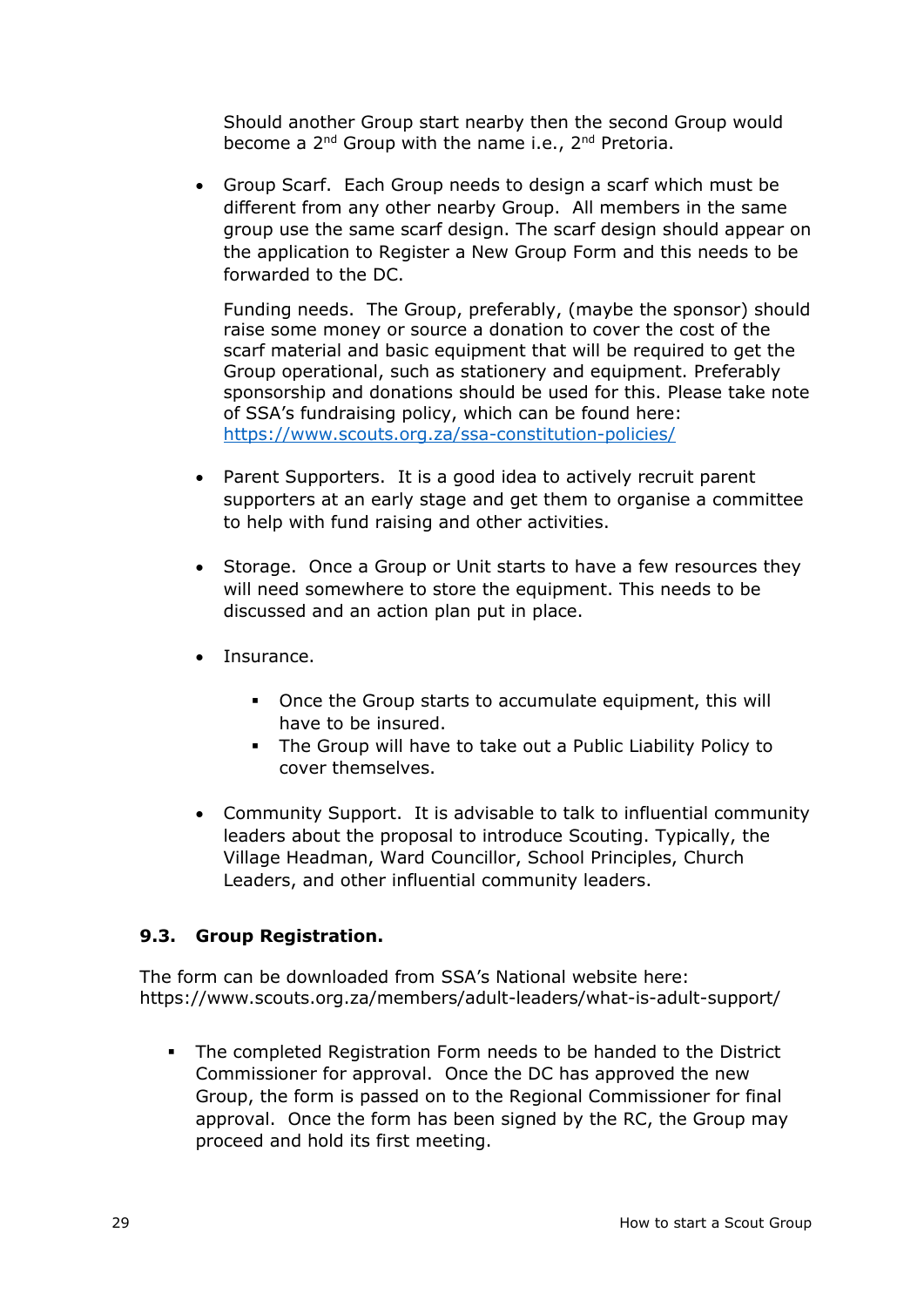Should another Group start nearby then the second Group would become a 2nd Group with the name i.e., 2nd Pretoria.

- Group Scarf. Each Group needs to design a scarf which must be different from any other nearby Group. All members in the same group use the same scarf design. The scarf design should appear on the application to Register a New Group Form and this needs to be forwarded to the DC.

  Funding needs. The Group, preferably, (maybe the sponsor) should raise some money or source a donation to cover the cost of the scarf material and basic equipment that will be required to get the Group operational, such as stationery and equipment. Preferably sponsorship and donations should be used for this. Please take note of SSA's fundraising policy, which can be found here: [https://www.scouts.org.za/ssa-constitution-policies/](https://www.scouts.org.za/ssa-constitution-policies/)

- Parent Supporters. It is a good idea to actively recruit parent supporters at an early stage and get them to organise a committee to help with fund raising and other activities.

- Storage. Once a Group or Unit starts to have a few resources they will need somewhere to store the equipment. This needs to be discussed and an action plan put in place.

- Insurance.

  - Once the Group starts to accumulate equipment, this will have to be insured.
  - The Group will have to take out a Public Liability Policy to cover themselves.

- Community Support. It is advisable to talk to influential community leaders about the proposal to introduce Scouting. Typically, the Village Headman, Ward Councillor, School Principles, Church Leaders, and other influential community leaders.

### 9.3. Group Registration.

The form can be downloaded from SSA's National website here: https://www.scouts.org.za/members/adult-leaders/what-is-adult-support/

- The completed Registration Form needs to be handed to the District Commissioner for approval. Once the DC has approved the new Group, the form is passed on to the Regional Commissioner for final approval. Once the form has been signed by the RC, the Group may proceed and hold its first meeting.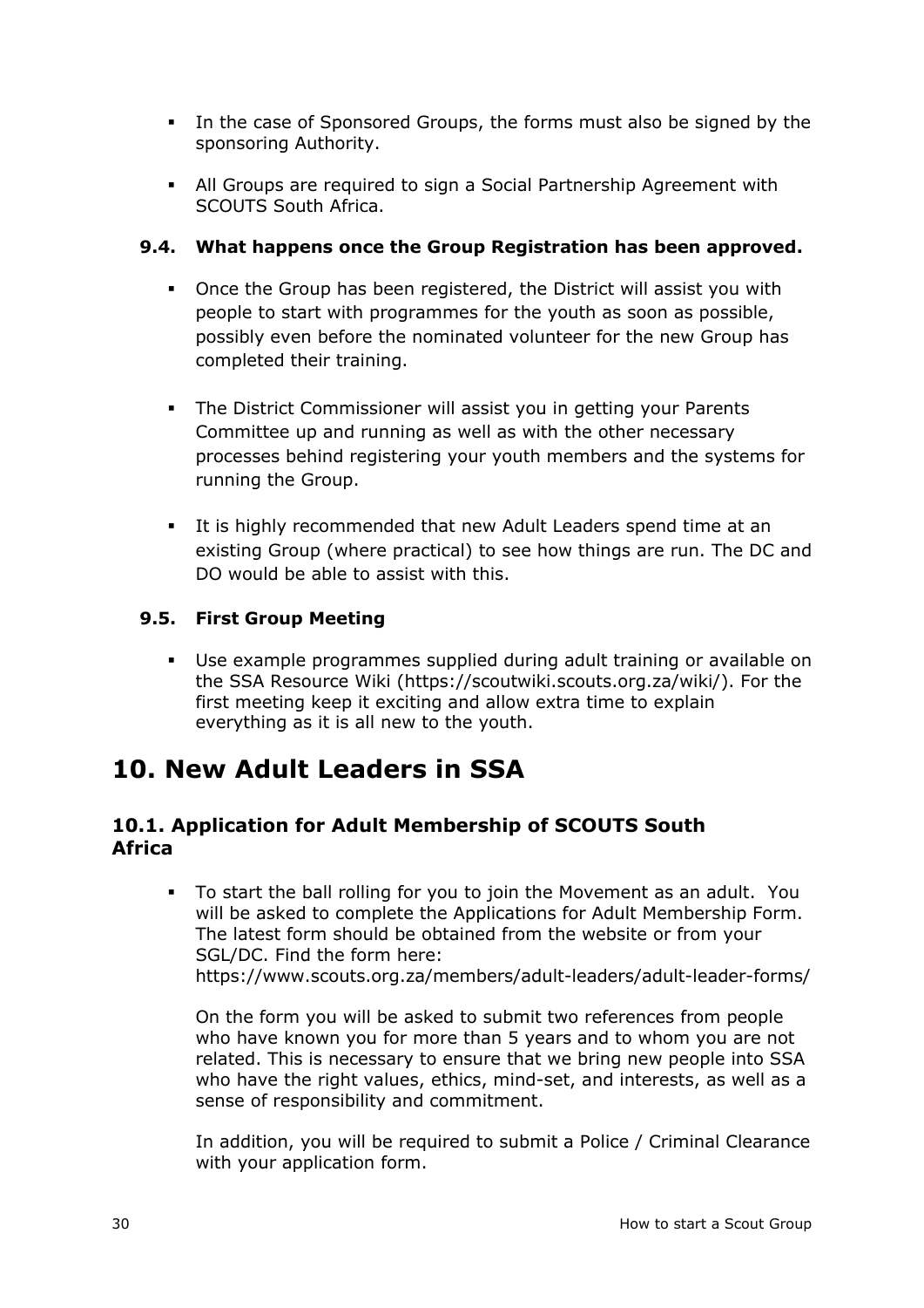- In the case of Sponsored Groups, the forms must also be signed by the sponsoring Authority.
- All Groups are required to sign a Social Partnership Agreement with SCOUTS South Africa.

### 9.4. What happens once the Group Registration has been approved.

- Once the Group has been registered, the District will assist you with people to start with programmes for the youth as soon as possible, possibly even before the nominated volunteer for the new Group has completed their training.
- The District Commissioner will assist you in getting your Parents Committee up and running as well as with the other necessary processes behind registering your youth members and the systems for running the Group.
- It is highly recommended that new Adult Leaders spend time at an existing Group (where practical) to see how things are run. The DC and DO would be able to assist with this.

### 9.5. First Group Meeting

- Use example programmes supplied during adult training or available on the SSA Resource Wiki (https://scoutwiki.scouts.org.za/wiki/). For the first meeting keep it exciting and allow extra time to explain everything as it is all new to the youth.

# 10. New Adult Leaders in SSA

## 10.1. Application for Adult Membership of SCOUTS South Africa

- To start the ball rolling for you to join the Movement as an adult. You will be asked to complete the Applications for Adult Membership Form. The latest form should be obtained from the website or from your SGL/DC. Find the form here: https://www.scouts.org.za/members/adult-leaders/adult-leader-forms/

  On the form you will be asked to submit two references from people who have known you for more than 5 years and to whom you are not related. This is necessary to ensure that we bring new people into SSA who have the right values, ethics, mind-set, and interests, as well as a sense of responsibility and commitment.

  In addition, you will be required to submit a Police / Criminal Clearance with your application form.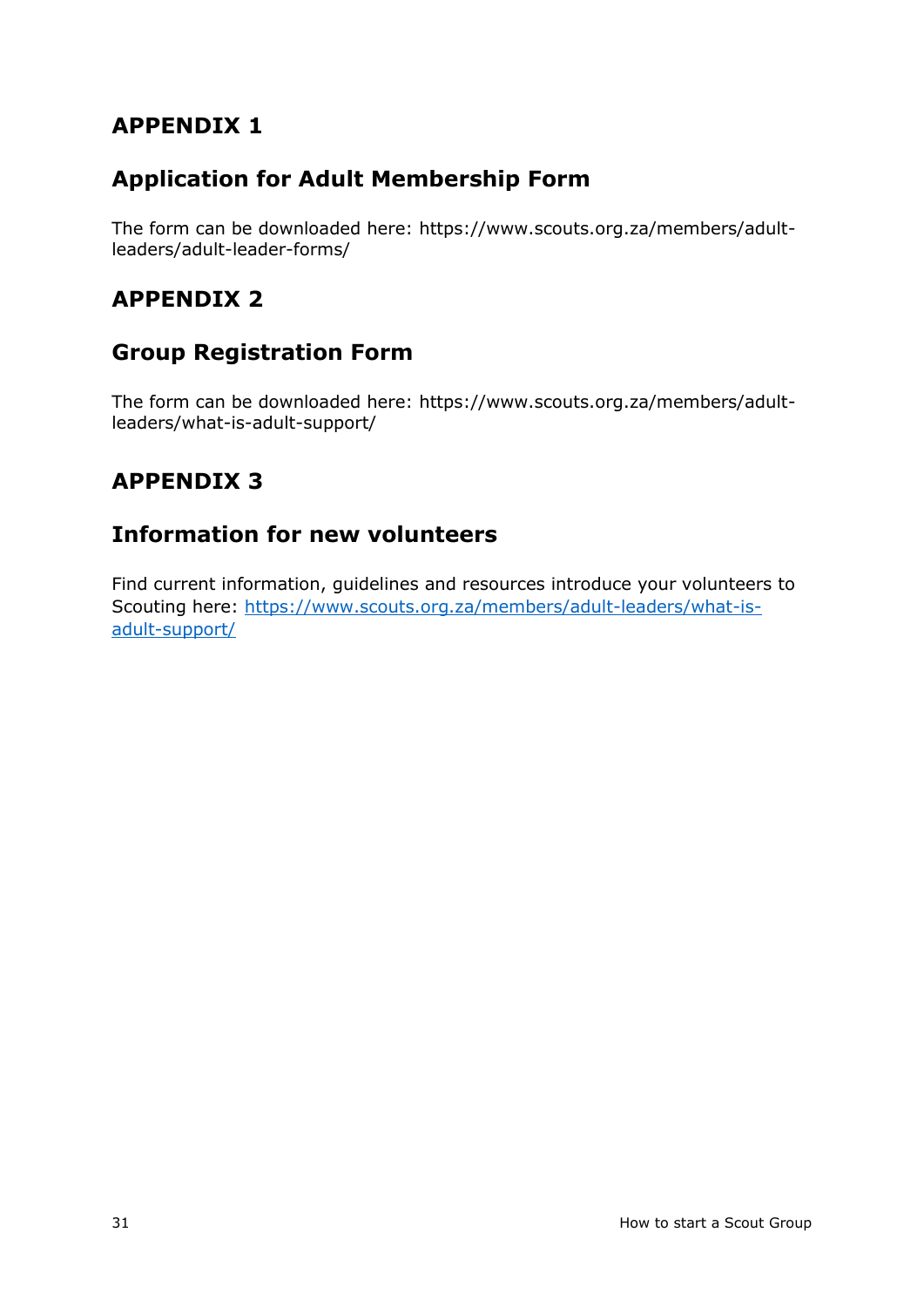# APPENDIX 1

## Application for Adult Membership Form

The form can be downloaded here: https://www.scouts.org.za/members/adult-leaders/adult-leader-forms/

# APPENDIX 2

## Group Registration Form

The form can be downloaded here: https://www.scouts.org.za/members/adult-leaders/what-is-adult-support/

# APPENDIX 3

## Information for new volunteers

Find current information, guidelines and resources introduce your volunteers to Scouting here: [https://www.scouts.org.za/members/adult-leaders/what-is-adult-support/](https://www.scouts.org.za/members/adult-leaders/what-is-adult-support/)